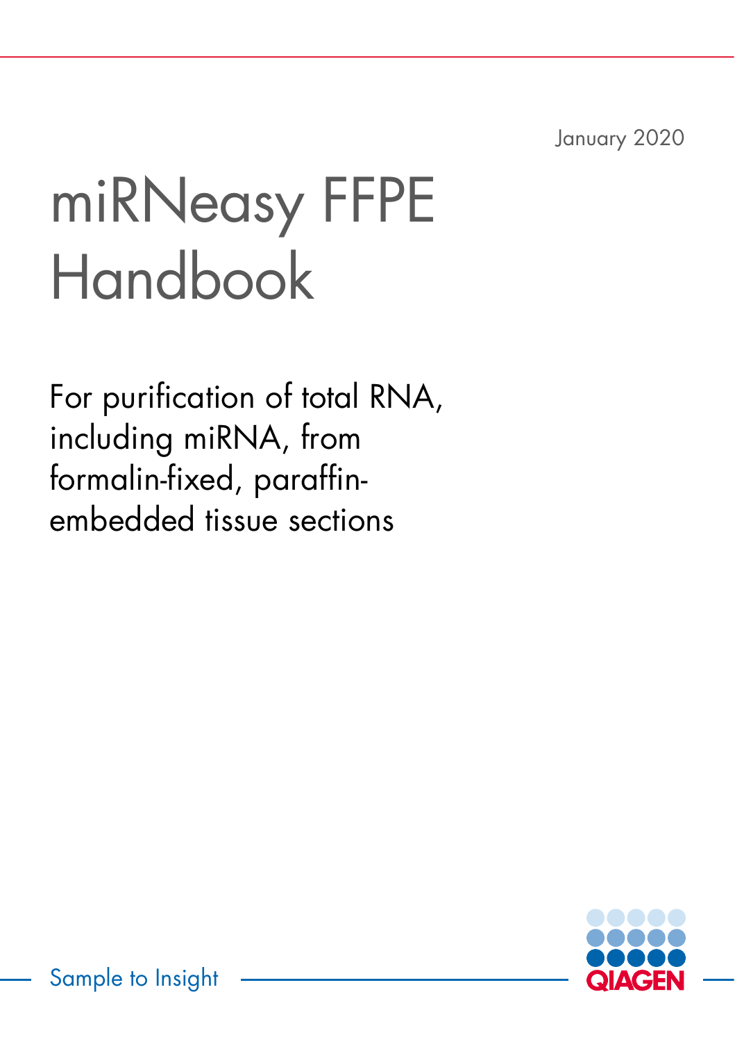January 2020

# miRNeasy FFPE Handbook

For purification of total RNA, including miRNA, from formalin-fixed, paraffin-embedded tissue sections

Sample to Insight

QIAGEN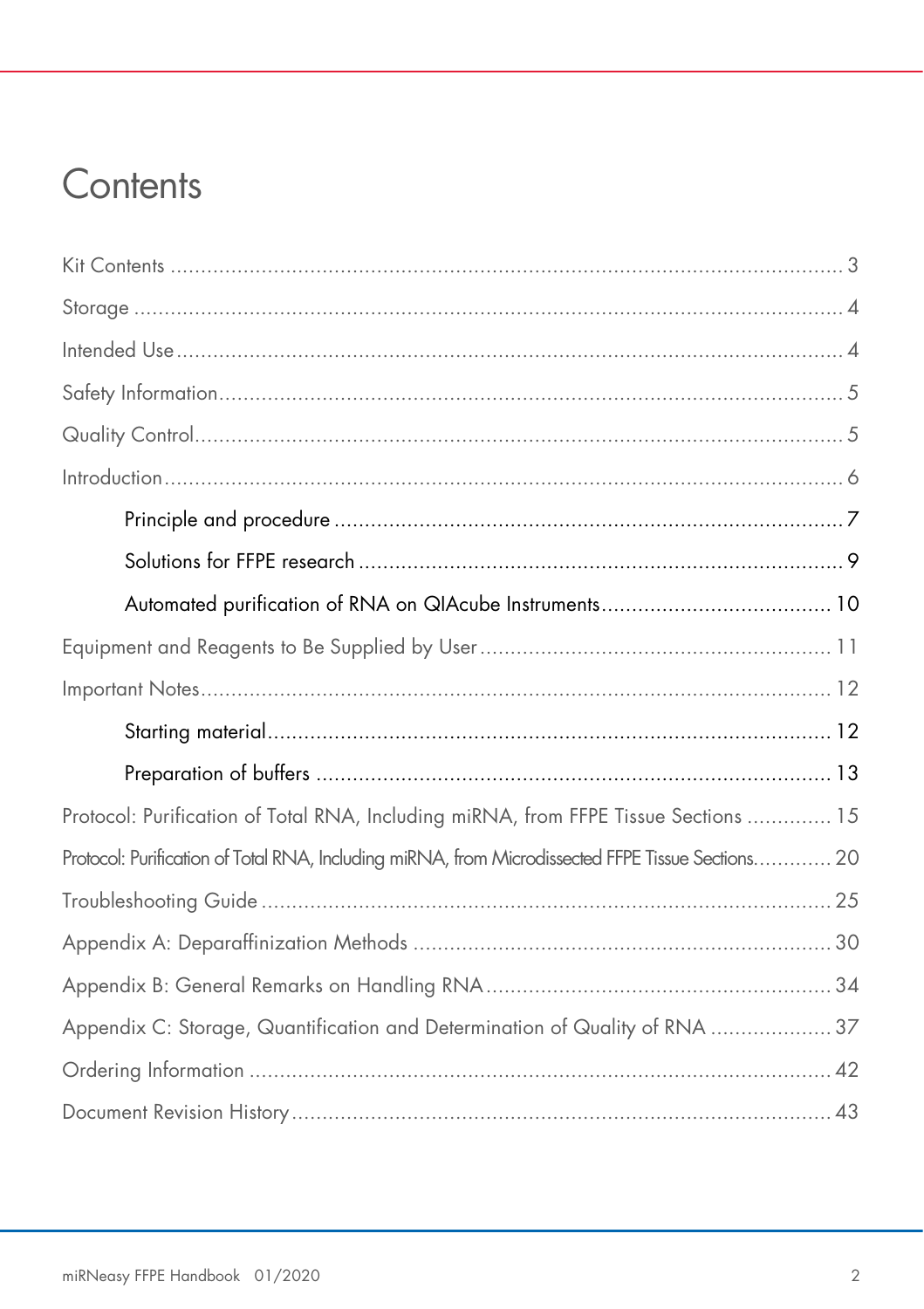# Contents

Kit Contents ........................................................ 3

Storage ........................................................ 4

Intended Use ........................................................ 4

Safety Information ........................................................ 5

Quality Control ........................................................ 5

Introduction ........................................................ 6

- Principle and procedure ........................................................ 7
- Solutions for FFPE research ........................................................ 9
- Automated purification of RNA on QIAcube Instruments ........................................................ 10

Equipment and Reagents to Be Supplied by User ........................................................ 11

Important Notes ........................................................ 12

- Starting material ........................................................ 12
- Preparation of buffers ........................................................ 13

Protocol: Purification of Total RNA, Including miRNA, from FFPE Tissue Sections ........................................................ 15

Protocol: Purification of Total RNA, Including miRNA, from Microdissected FFPE Tissue Sections ........................................................ 20

Troubleshooting Guide ........................................................ 25

Appendix A: Deparaffinization Methods ........................................................ 30

Appendix B: General Remarks on Handling RNA ........................................................ 34

Appendix C: Storage, Quantification and Determination of Quality of RNA ........................................................ 37

Ordering Information ........................................................ 42

Document Revision History ........................................................ 43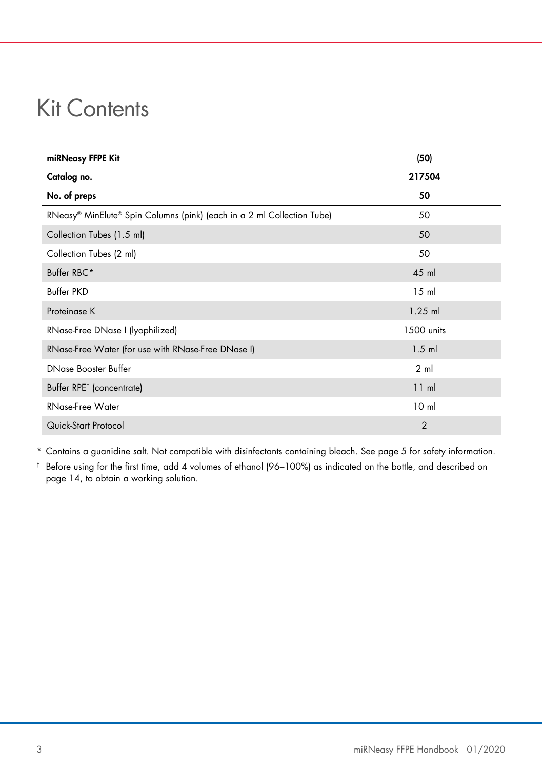# Kit Contents

| **miRNeasy FFPE Kit** | **(50)** |
|---|---|
| **Catalog no.** | **217504** |
| **No. of preps** | **50** |
| RNeasy® MinElute® Spin Columns (pink) (each in a 2 ml Collection Tube) | 50 |
| Collection Tubes (1.5 ml) | 50 |
| Collection Tubes (2 ml) | 50 |
| Buffer RBC* | 45 ml |
| Buffer PKD | 15 ml |
| Proteinase K | 1.25 ml |
| RNase-Free DNase I (lyophilized) | 1500 units |
| RNase-Free Water (for use with RNase-Free DNase I) | 1.5 ml |
| DNase Booster Buffer | 2 ml |
| Buffer RPE† (concentrate) | 11 ml |
| RNase-Free Water | 10 ml |
| Quick-Start Protocol | 2 |

\* Contains a guanidine salt. Not compatible with disinfectants containing bleach. See page 5 for safety information.

† Before using for the first time, add 4 volumes of ethanol (96–100%) as indicated on the bottle, and described on page 14, to obtain a working solution.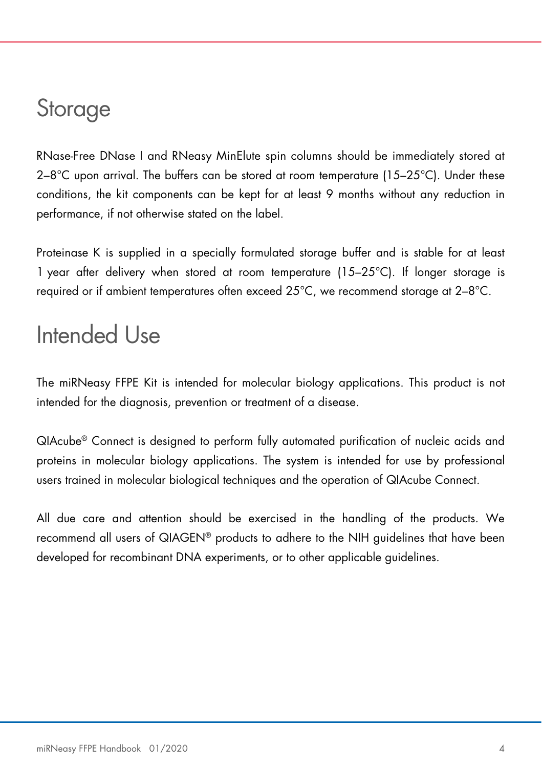# Storage

RNase-Free DNase I and RNeasy MinElute spin columns should be immediately stored at 2–8°C upon arrival. The buffers can be stored at room temperature (15–25°C). Under these conditions, the kit components can be kept for at least 9 months without any reduction in performance, if not otherwise stated on the label.

Proteinase K is supplied in a specially formulated storage buffer and is stable for at least 1 year after delivery when stored at room temperature (15–25°C). If longer storage is required or if ambient temperatures often exceed 25°C, we recommend storage at 2–8°C.

# Intended Use

The miRNeasy FFPE Kit is intended for molecular biology applications. This product is not intended for the diagnosis, prevention or treatment of a disease.

QIAcube® Connect is designed to perform fully automated purification of nucleic acids and proteins in molecular biology applications. The system is intended for use by professional users trained in molecular biological techniques and the operation of QIAcube Connect.

All due care and attention should be exercised in the handling of the products. We recommend all users of QIAGEN® products to adhere to the NIH guidelines that have been developed for recombinant DNA experiments, or to other applicable guidelines.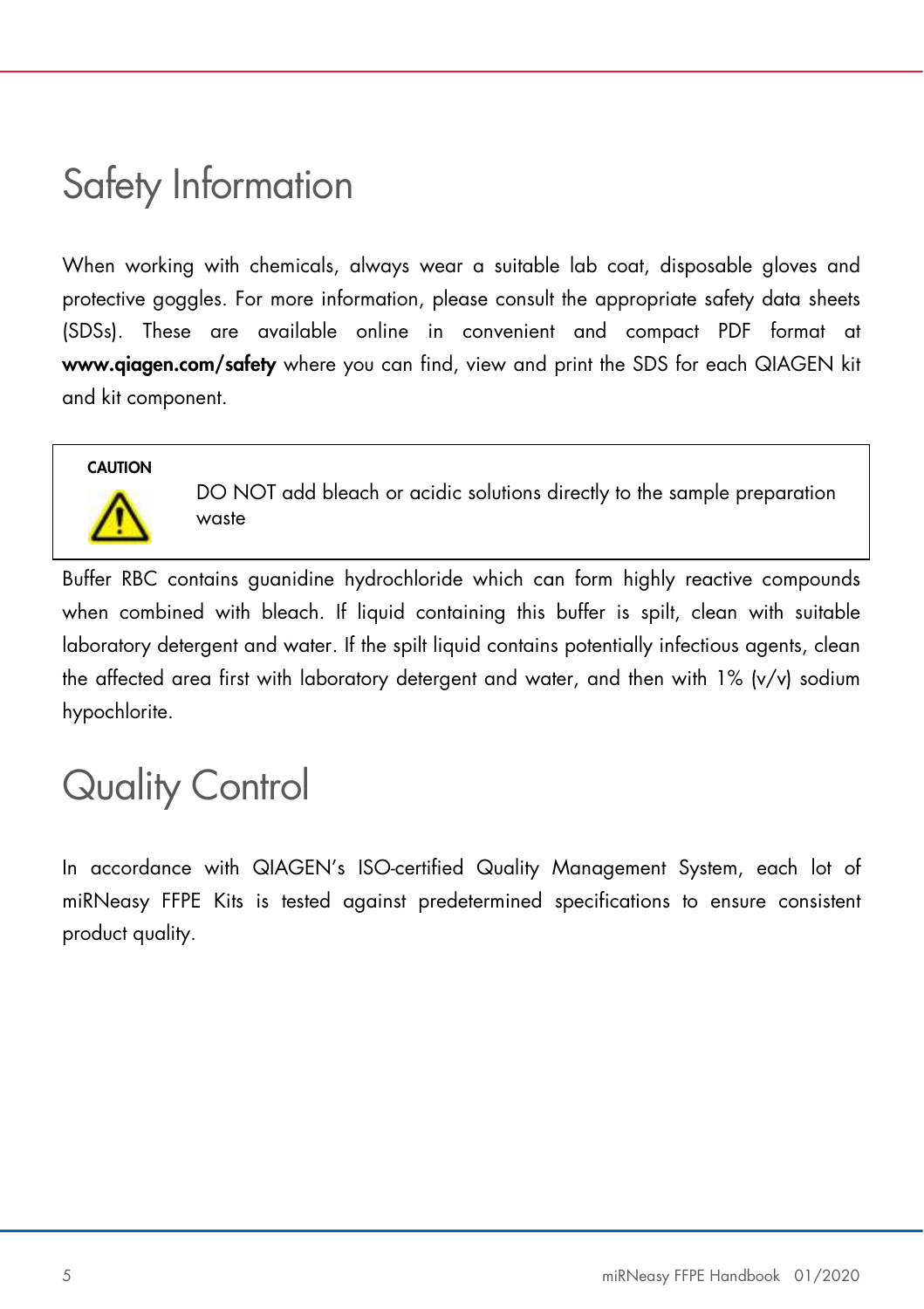# Safety Information

When working with chemicals, always wear a suitable lab coat, disposable gloves and protective goggles. For more information, please consult the appropriate safety data sheets (SDSs). These are available online in convenient and compact PDF format at **www.qiagen.com/safety** where you can find, view and print the SDS for each QIAGEN kit and kit component.

> **CAUTION**
>
> DO NOT add bleach or acidic solutions directly to the sample preparation waste

Buffer RBC contains guanidine hydrochloride which can form highly reactive compounds when combined with bleach. If liquid containing this buffer is spilt, clean with suitable laboratory detergent and water. If the spilt liquid contains potentially infectious agents, clean the affected area first with laboratory detergent and water, and then with 1% (v/v) sodium hypochlorite.

# Quality Control

In accordance with QIAGEN's ISO-certified Quality Management System, each lot of miRNeasy FFPE Kits is tested against predetermined specifications to ensure consistent product quality.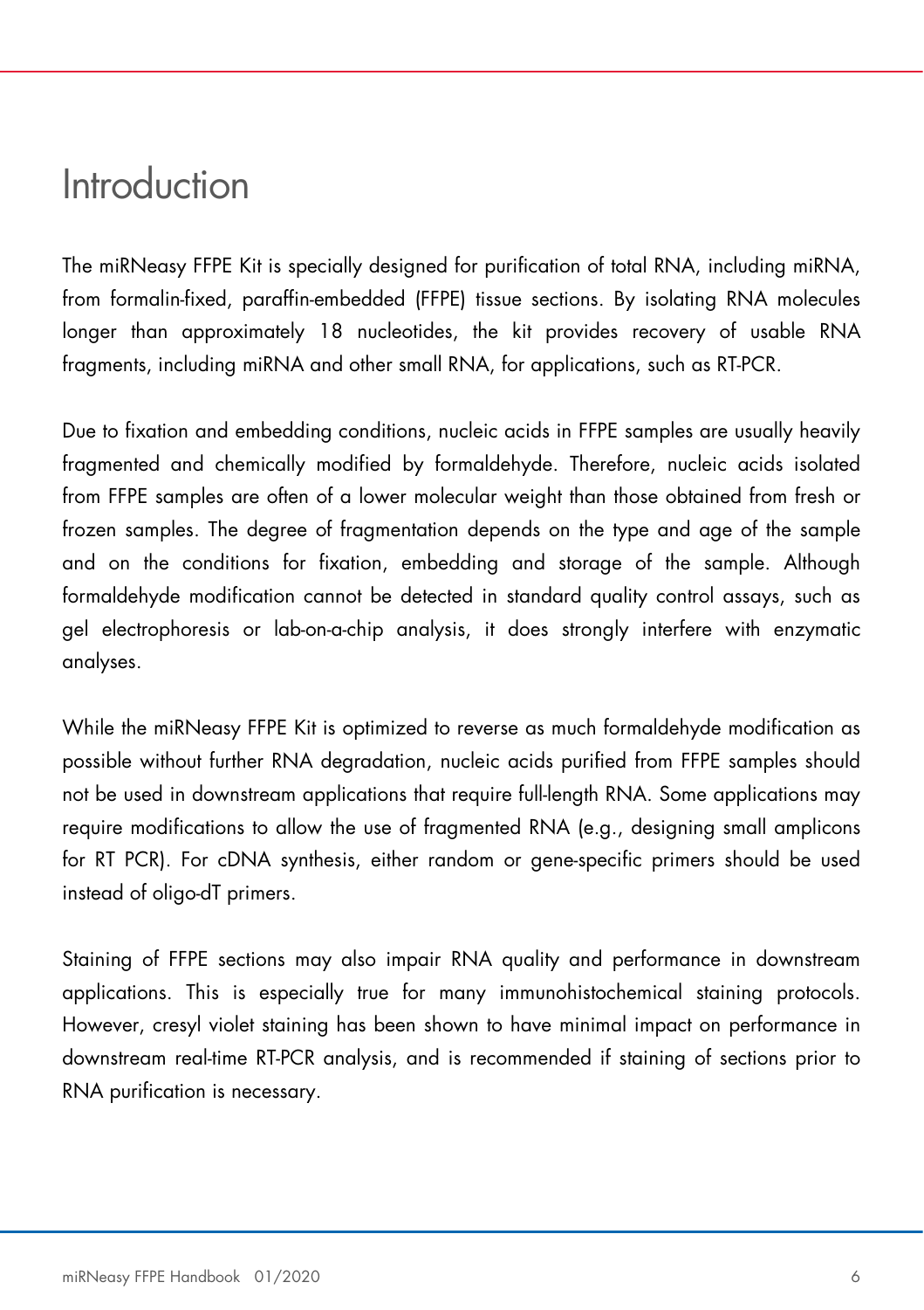# Introduction

The miRNeasy FFPE Kit is specially designed for purification of total RNA, including miRNA, from formalin-fixed, paraffin-embedded (FFPE) tissue sections. By isolating RNA molecules longer than approximately 18 nucleotides, the kit provides recovery of usable RNA fragments, including miRNA and other small RNA, for applications, such as RT-PCR.

Due to fixation and embedding conditions, nucleic acids in FFPE samples are usually heavily fragmented and chemically modified by formaldehyde. Therefore, nucleic acids isolated from FFPE samples are often of a lower molecular weight than those obtained from fresh or frozen samples. The degree of fragmentation depends on the type and age of the sample and on the conditions for fixation, embedding and storage of the sample. Although formaldehyde modification cannot be detected in standard quality control assays, such as gel electrophoresis or lab-on-a-chip analysis, it does strongly interfere with enzymatic analyses.

While the miRNeasy FFPE Kit is optimized to reverse as much formaldehyde modification as possible without further RNA degradation, nucleic acids purified from FFPE samples should not be used in downstream applications that require full-length RNA. Some applications may require modifications to allow the use of fragmented RNA (e.g., designing small amplicons for RT PCR). For cDNA synthesis, either random or gene-specific primers should be used instead of oligo-dT primers.

Staining of FFPE sections may also impair RNA quality and performance in downstream applications. This is especially true for many immunohistochemical staining protocols. However, cresyl violet staining has been shown to have minimal impact on performance in downstream real-time RT-PCR analysis, and is recommended if staining of sections prior to RNA purification is necessary.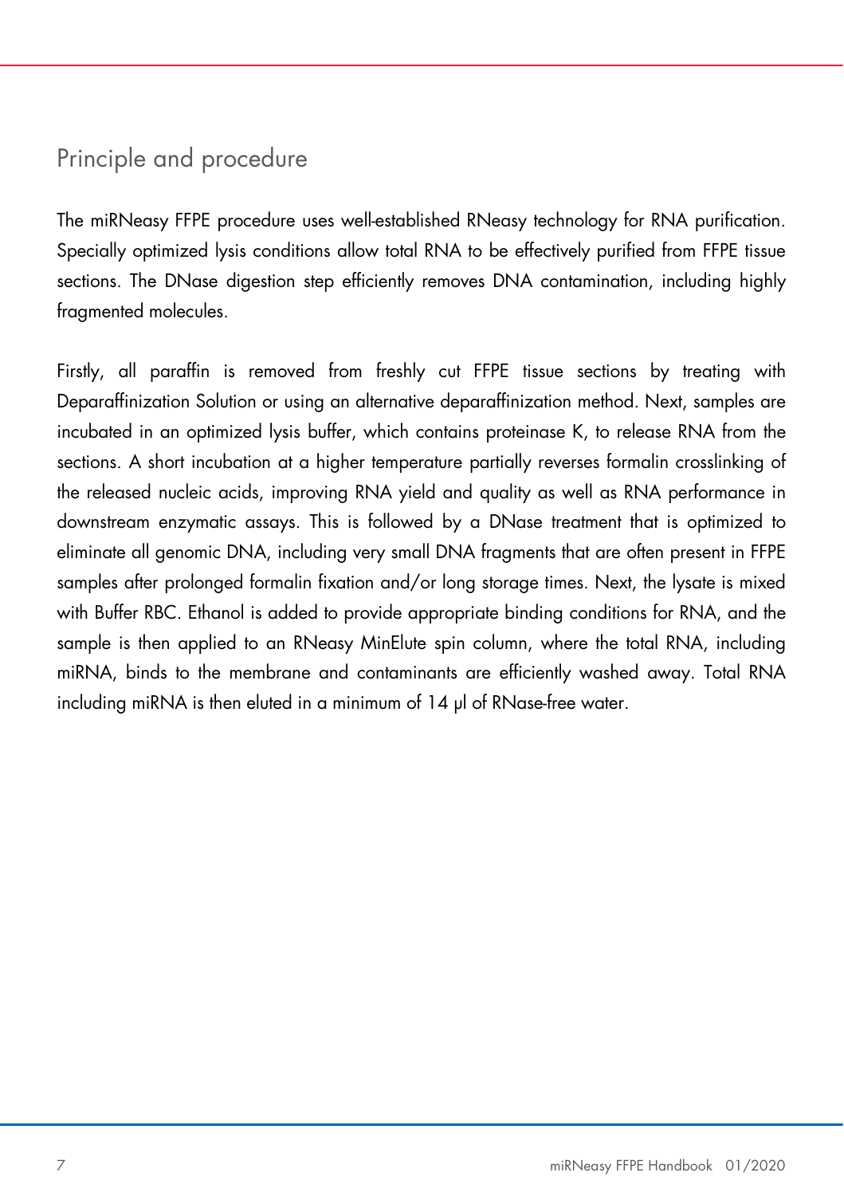## Principle and procedure

The miRNeasy FFPE procedure uses well-established RNeasy technology for RNA purification. Specially optimized lysis conditions allow total RNA to be effectively purified from FFPE tissue sections. The DNase digestion step efficiently removes DNA contamination, including highly fragmented molecules.

Firstly, all paraffin is removed from freshly cut FFPE tissue sections by treating with Deparaffinization Solution or using an alternative deparaffinization method. Next, samples are incubated in an optimized lysis buffer, which contains proteinase K, to release RNA from the sections. A short incubation at a higher temperature partially reverses formalin crosslinking of the released nucleic acids, improving RNA yield and quality as well as RNA performance in downstream enzymatic assays. This is followed by a DNase treatment that is optimized to eliminate all genomic DNA, including very small DNA fragments that are often present in FFPE samples after prolonged formalin fixation and/or long storage times. Next, the lysate is mixed with Buffer RBC. Ethanol is added to provide appropriate binding conditions for RNA, and the sample is then applied to an RNeasy MinElute spin column, where the total RNA, including miRNA, binds to the membrane and contaminants are efficiently washed away. Total RNA including miRNA is then eluted in a minimum of 14 µl of RNase-free water.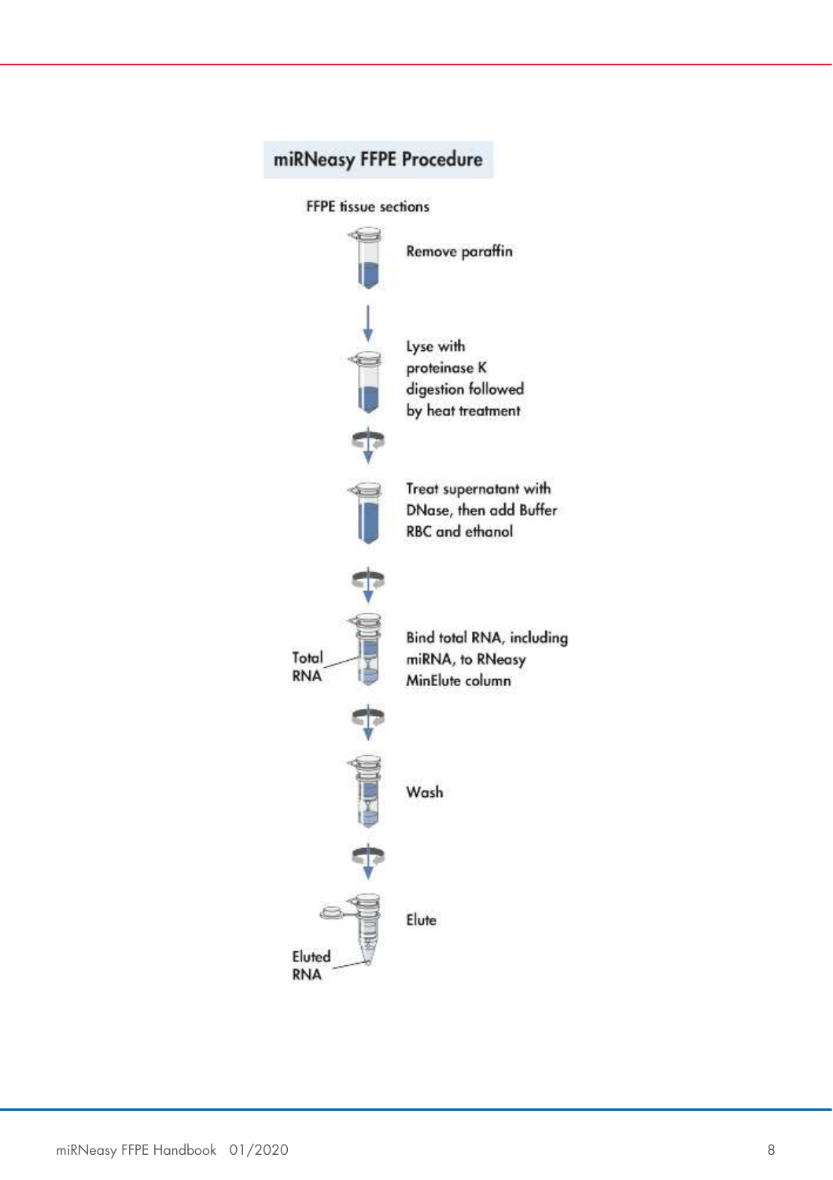## miRNeasy FFPE Procedure

FFPE tissue sections

Remove paraffin

Lyse with proteinase K digestion followed by heat treatment

Treat supernatant with DNase, then add Buffer RBC and ethanol

Total RNA

Bind total RNA, including miRNA, to RNeasy MinElute column

Wash

Elute

Eluted RNA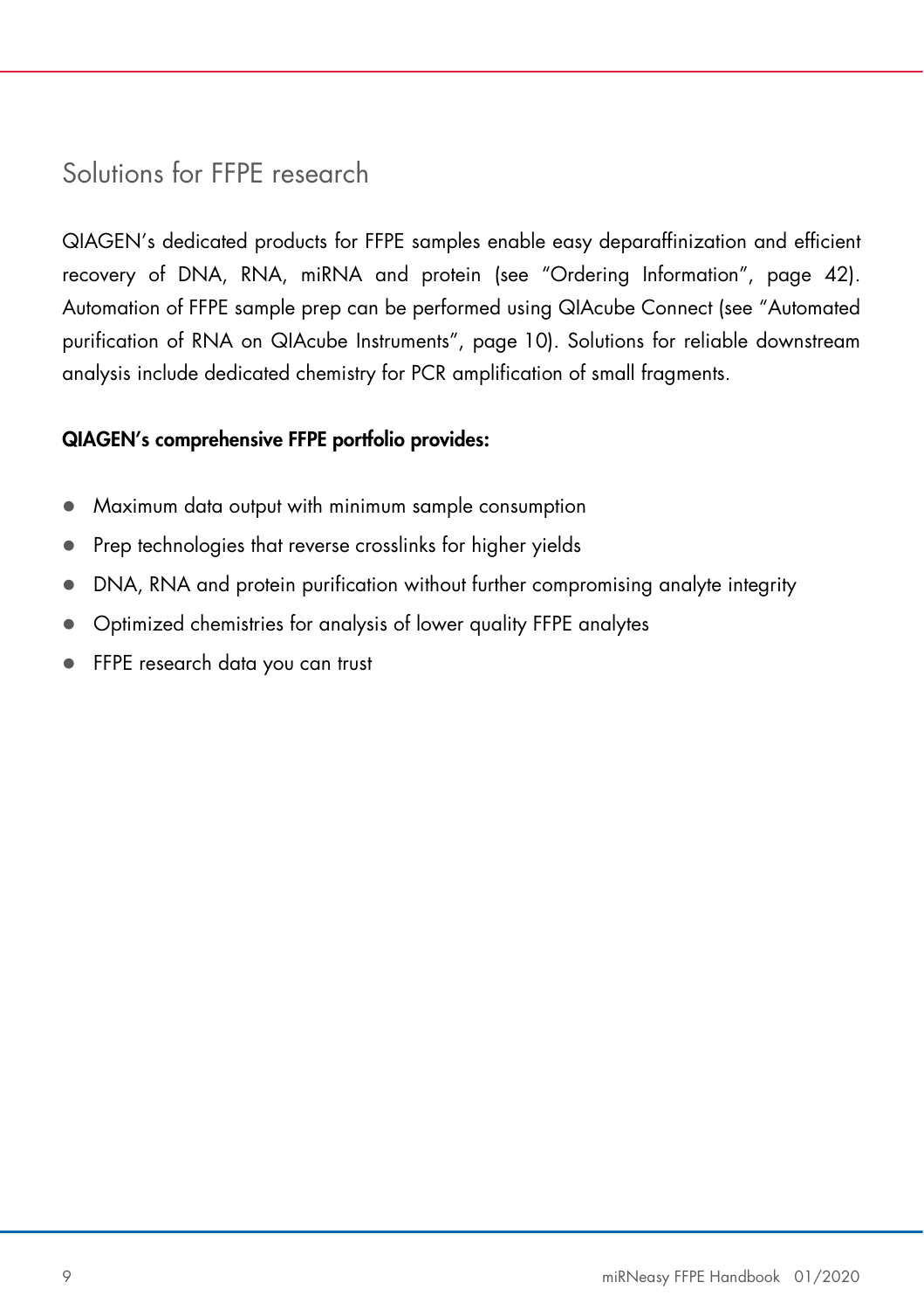## Solutions for FFPE research

QIAGEN's dedicated products for FFPE samples enable easy deparaffinization and efficient recovery of DNA, RNA, miRNA and protein (see "Ordering Information", page 42). Automation of FFPE sample prep can be performed using QIAcube Connect (see "Automated purification of RNA on QIAcube Instruments", page 10). Solutions for reliable downstream analysis include dedicated chemistry for PCR amplification of small fragments.

**QIAGEN's comprehensive FFPE portfolio provides:**

- Maximum data output with minimum sample consumption
- Prep technologies that reverse crosslinks for higher yields
- DNA, RNA and protein purification without further compromising analyte integrity
- Optimized chemistries for analysis of lower quality FFPE analytes
- FFPE research data you can trust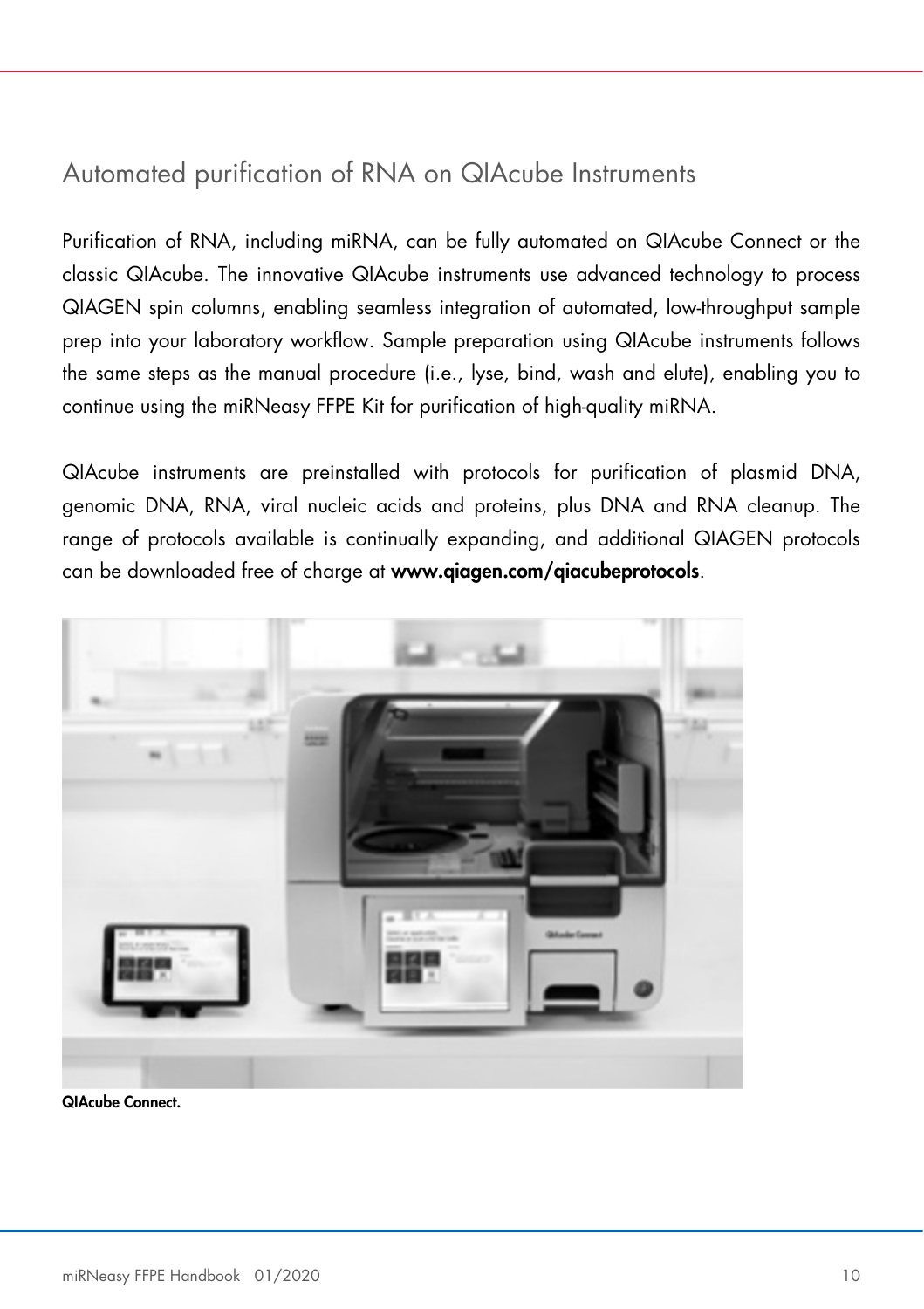## Automated purification of RNA on QIAcube Instruments

Purification of RNA, including miRNA, can be fully automated on QIAcube Connect or the classic QIAcube. The innovative QIAcube instruments use advanced technology to process QIAGEN spin columns, enabling seamless integration of automated, low-throughput sample prep into your laboratory workflow. Sample preparation using QIAcube instruments follows the same steps as the manual procedure (i.e., lyse, bind, wash and elute), enabling you to continue using the miRNeasy FFPE Kit for purification of high-quality miRNA.

QIAcube instruments are preinstalled with protocols for purification of plasmid DNA, genomic DNA, RNA, viral nucleic acids and proteins, plus DNA and RNA cleanup. The range of protocols available is continually expanding, and additional QIAGEN protocols can be downloaded free of charge at **www.qiagen.com/qiacubeprotocols**.

**QIAcube Connect.**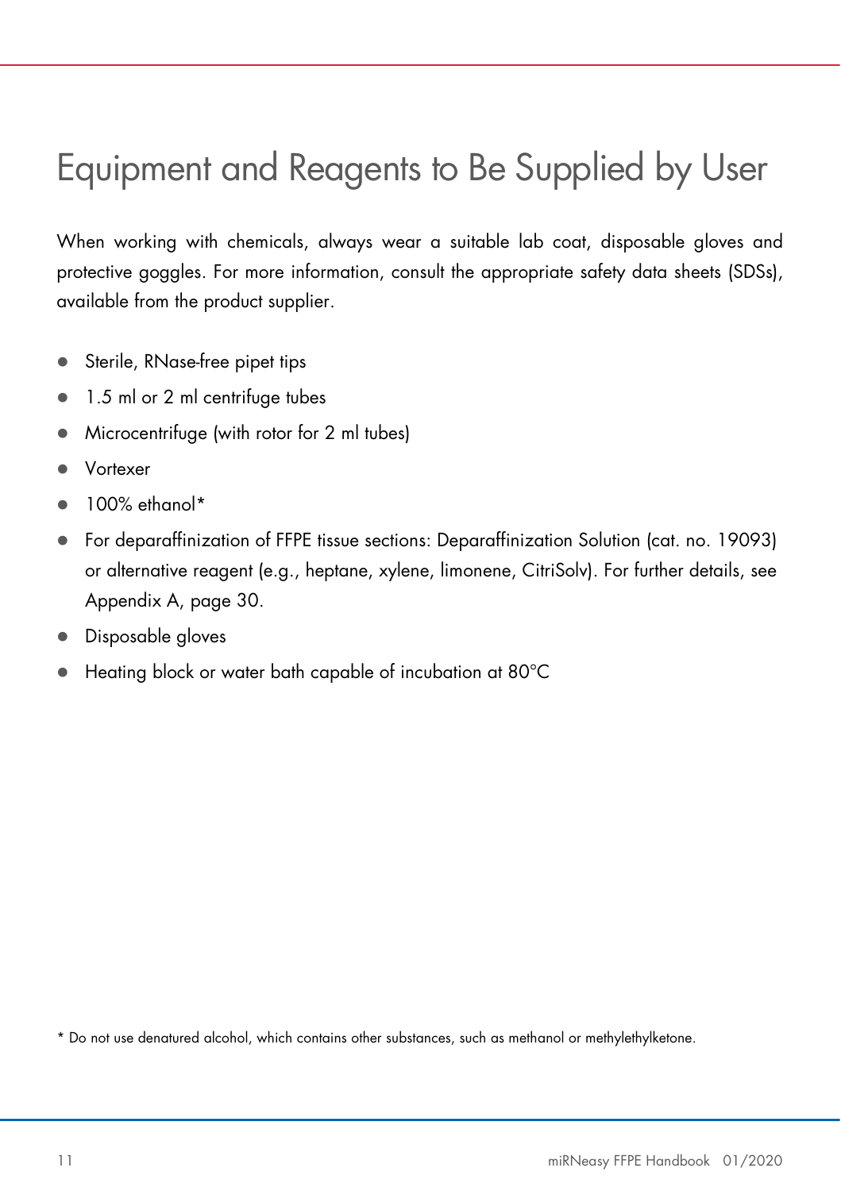# Equipment and Reagents to Be Supplied by User

When working with chemicals, always wear a suitable lab coat, disposable gloves and protective goggles. For more information, consult the appropriate safety data sheets (SDSs), available from the product supplier.

- Sterile, RNase-free pipet tips
- 1.5 ml or 2 ml centrifuge tubes
- Microcentrifuge (with rotor for 2 ml tubes)
- Vortexer
- 100% ethanol*
- For deparaffinization of FFPE tissue sections: Deparaffinization Solution (cat. no. 19093) or alternative reagent (e.g., heptane, xylene, limonene, CitriSolv). For further details, see Appendix A, page 30.
- Disposable gloves
- Heating block or water bath capable of incubation at 80°C

* Do not use denatured alcohol, which contains other substances, such as methanol or methylethylketone.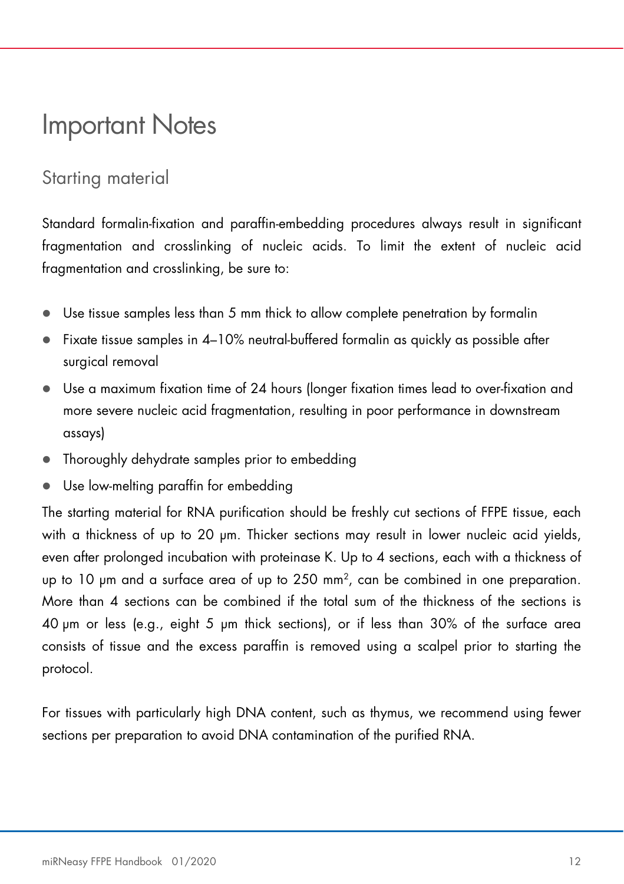# Important Notes

## Starting material

Standard formalin-fixation and paraffin-embedding procedures always result in significant fragmentation and crosslinking of nucleic acids. To limit the extent of nucleic acid fragmentation and crosslinking, be sure to:

- Use tissue samples less than 5 mm thick to allow complete penetration by formalin
- Fixate tissue samples in 4–10% neutral-buffered formalin as quickly as possible after surgical removal
- Use a maximum fixation time of 24 hours (longer fixation times lead to over-fixation and more severe nucleic acid fragmentation, resulting in poor performance in downstream assays)
- Thoroughly dehydrate samples prior to embedding
- Use low-melting paraffin for embedding

The starting material for RNA purification should be freshly cut sections of FFPE tissue, each with a thickness of up to 20 µm. Thicker sections may result in lower nucleic acid yields, even after prolonged incubation with proteinase K. Up to 4 sections, each with a thickness of up to 10 µm and a surface area of up to 250 $mm^2$, can be combined in one preparation. More than 4 sections can be combined if the total sum of the thickness of the sections is 40 µm or less (e.g., eight 5 µm thick sections), or if less than 30% of the surface area consists of tissue and the excess paraffin is removed using a scalpel prior to starting the protocol.

For tissues with particularly high DNA content, such as thymus, we recommend using fewer sections per preparation to avoid DNA contamination of the purified RNA.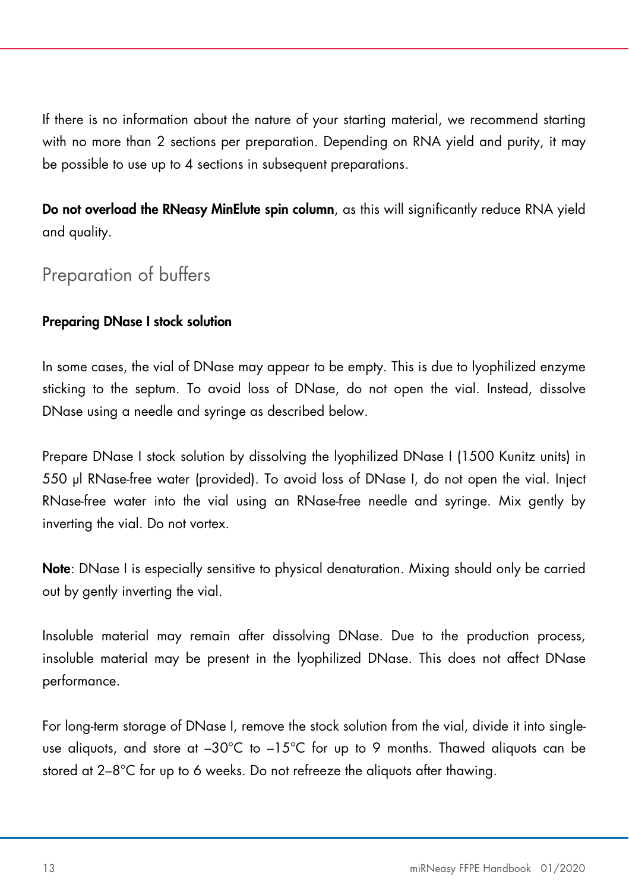If there is no information about the nature of your starting material, we recommend starting with no more than 2 sections per preparation. Depending on RNA yield and purity, it may be possible to use up to 4 sections in subsequent preparations.

**Do not overload the RNeasy MinElute spin column**, as this will significantly reduce RNA yield and quality.

## Preparation of buffers

**Preparing DNase I stock solution**

In some cases, the vial of DNase may appear to be empty. This is due to lyophilized enzyme sticking to the septum. To avoid loss of DNase, do not open the vial. Instead, dissolve DNase using a needle and syringe as described below.

Prepare DNase I stock solution by dissolving the lyophilized DNase I (1500 Kunitz units) in 550 µl RNase-free water (provided). To avoid loss of DNase I, do not open the vial. Inject RNase-free water into the vial using an RNase-free needle and syringe. Mix gently by inverting the vial. Do not vortex.

**Note**: DNase I is especially sensitive to physical denaturation. Mixing should only be carried out by gently inverting the vial.

Insoluble material may remain after dissolving DNase. Due to the production process, insoluble material may be present in the lyophilized DNase. This does not affect DNase performance.

For long-term storage of DNase I, remove the stock solution from the vial, divide it into single-use aliquots, and store at –30°C to –15°C for up to 9 months. Thawed aliquots can be stored at 2–8°C for up to 6 weeks. Do not refreeze the aliquots after thawing.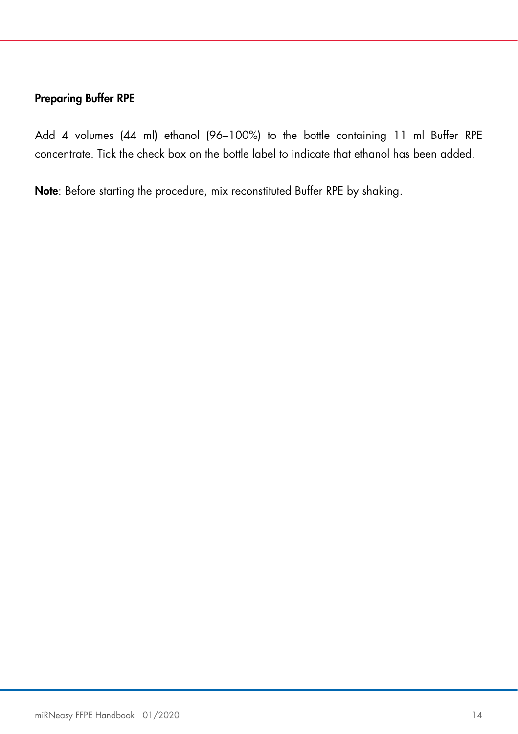### Preparing Buffer RPE

Add 4 volumes (44 ml) ethanol (96–100%) to the bottle containing 11 ml Buffer RPE concentrate. Tick the check box on the bottle label to indicate that ethanol has been added.

**Note**: Before starting the procedure, mix reconstituted Buffer RPE by shaking.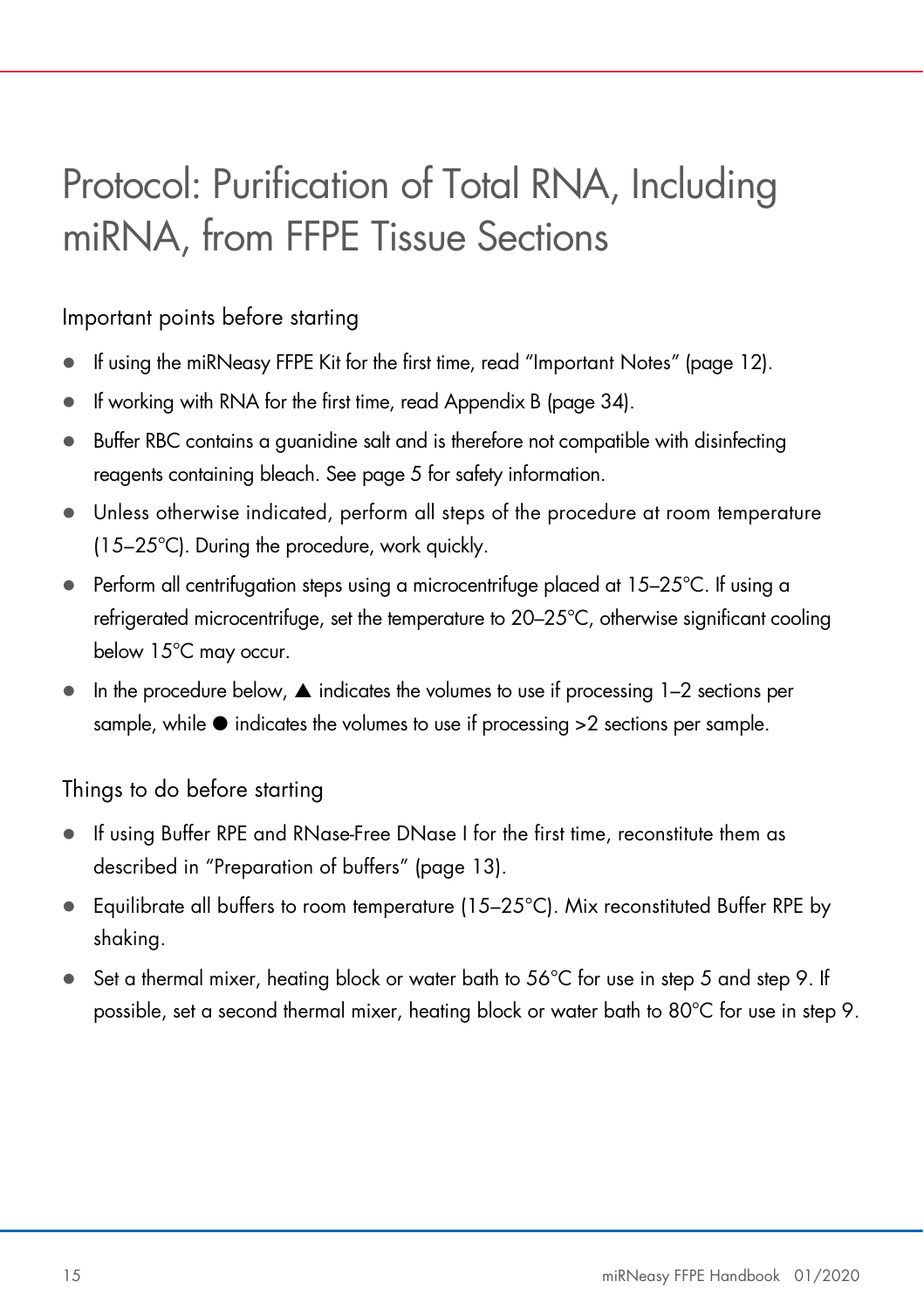# Protocol: Purification of Total RNA, Including miRNA, from FFPE Tissue Sections

## Important points before starting

- If using the miRNeasy FFPE Kit for the first time, read "Important Notes" (page 12).
- If working with RNA for the first time, read Appendix B (page 34).
- Buffer RBC contains a guanidine salt and is therefore not compatible with disinfecting reagents containing bleach. See page 5 for safety information.
- Unless otherwise indicated, perform all steps of the procedure at room temperature (15–25°C). During the procedure, work quickly.
- Perform all centrifugation steps using a microcentrifuge placed at 15–25°C. If using a refrigerated microcentrifuge, set the temperature to 20–25°C, otherwise significant cooling below 15°C may occur.
- In the procedure below, ▲ indicates the volumes to use if processing 1–2 sections per sample, while ● indicates the volumes to use if processing >2 sections per sample.

## Things to do before starting

- If using Buffer RPE and RNase-Free DNase I for the first time, reconstitute them as described in "Preparation of buffers" (page 13).
- Equilibrate all buffers to room temperature (15–25°C). Mix reconstituted Buffer RPE by shaking.
- Set a thermal mixer, heating block or water bath to 56°C for use in step 5 and step 9. If possible, set a second thermal mixer, heating block or water bath to 80°C for use in step 9.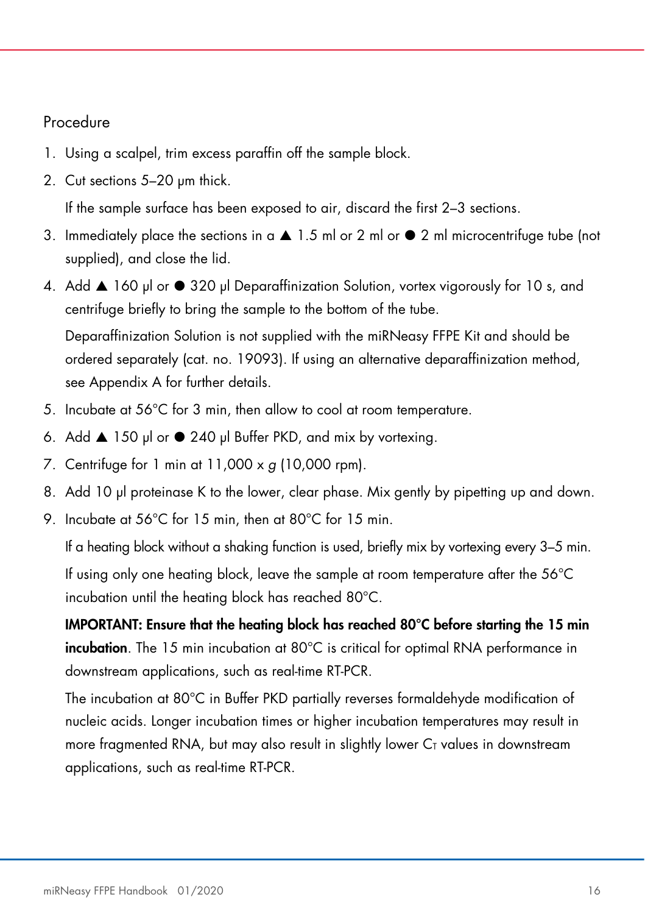## Procedure

1. Using a scalpel, trim excess paraffin off the sample block.
2. Cut sections 5–20 µm thick.

   If the sample surface has been exposed to air, discard the first 2–3 sections.
3. Immediately place the sections in a ▲ 1.5 ml or 2 ml or ● 2 ml microcentrifuge tube (not supplied), and close the lid.
4. Add ▲ 160 µl or ● 320 µl Deparaffinization Solution, vortex vigorously for 10 s, and centrifuge briefly to bring the sample to the bottom of the tube.

   Deparaffinization Solution is not supplied with the miRNeasy FFPE Kit and should be ordered separately (cat. no. 19093). If using an alternative deparaffinization method, see Appendix A for further details.
5. Incubate at 56°C for 3 min, then allow to cool at room temperature.
6. Add ▲ 150 µl or ● 240 µl Buffer PKD, and mix by vortexing.
7. Centrifuge for 1 min at 11,000 x *g* (10,000 rpm).
8. Add 10 µl proteinase K to the lower, clear phase. Mix gently by pipetting up and down.
9. Incubate at 56°C for 15 min, then at 80°C for 15 min.

   If a heating block without a shaking function is used, briefly mix by vortexing every 3–5 min.

   If using only one heating block, leave the sample at room temperature after the 56°C incubation until the heating block has reached 80°C.

   **IMPORTANT: Ensure that the heating block has reached 80°C before starting the 15 min incubation**. The 15 min incubation at 80°C is critical for optimal RNA performance in downstream applications, such as real-time RT-PCR.

   The incubation at 80°C in Buffer PKD partially reverses formaldehyde modification of nucleic acids. Longer incubation times or higher incubation temperatures may result in more fragmented RNA, but may also result in slightly lower $C_T$ values in downstream applications, such as real-time RT-PCR.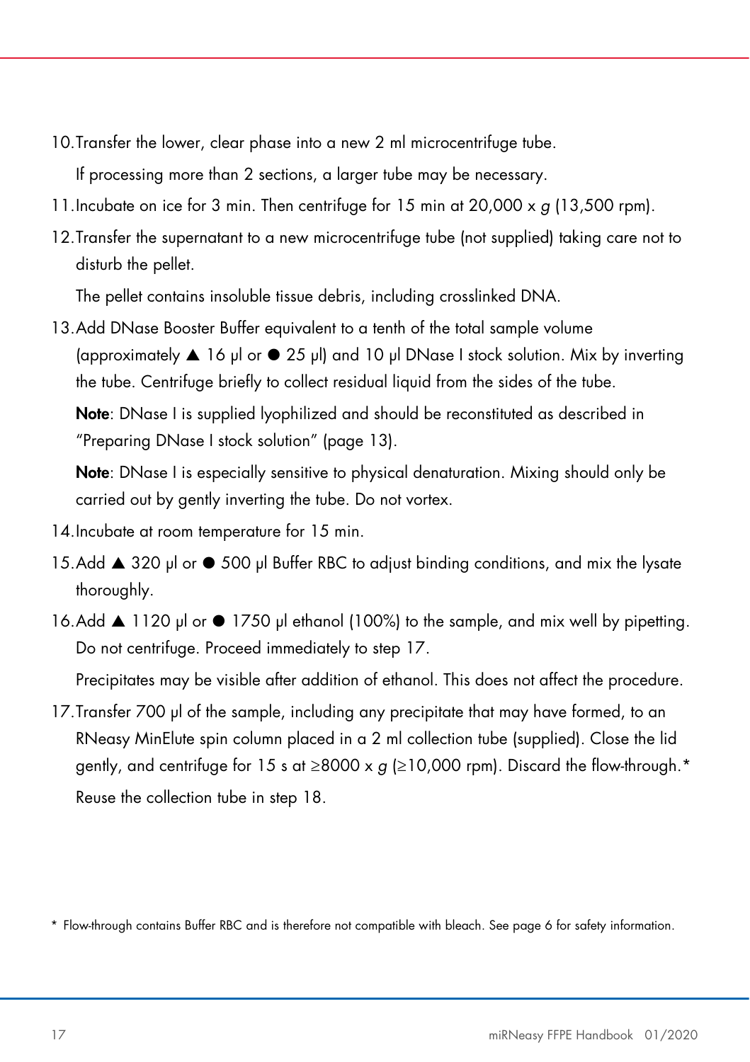10. Transfer the lower, clear phase into a new 2 ml microcentrifuge tube.

    If processing more than 2 sections, a larger tube may be necessary.

11. Incubate on ice for 3 min. Then centrifuge for 15 min at 20,000 x *g* (13,500 rpm).

12. Transfer the supernatant to a new microcentrifuge tube (not supplied) taking care not to disturb the pellet.

    The pellet contains insoluble tissue debris, including crosslinked DNA.

13. Add DNase Booster Buffer equivalent to a tenth of the total sample volume (approximately ▲ 16 µl or ● 25 µl) and 10 µl DNase I stock solution. Mix by inverting the tube. Centrifuge briefly to collect residual liquid from the sides of the tube.

    **Note**: DNase I is supplied lyophilized and should be reconstituted as described in "Preparing DNase I stock solution" (page 13).

    **Note**: DNase I is especially sensitive to physical denaturation. Mixing should only be carried out by gently inverting the tube. Do not vortex.

14. Incubate at room temperature for 15 min.

15. Add ▲ 320 µl or ● 500 µl Buffer RBC to adjust binding conditions, and mix the lysate thoroughly.

16. Add ▲ 1120 µl or ● 1750 µl ethanol (100%) to the sample, and mix well by pipetting. Do not centrifuge. Proceed immediately to step 17.

    Precipitates may be visible after addition of ethanol. This does not affect the procedure.

17. Transfer 700 µl of the sample, including any precipitate that may have formed, to an RNeasy MinElute spin column placed in a 2 ml collection tube (supplied). Close the lid gently, and centrifuge for 15 s at ≥8000 x *g* (≥10,000 rpm). Discard the flow-through.*

    Reuse the collection tube in step 18.

* Flow-through contains Buffer RBC and is therefore not compatible with bleach. See page 6 for safety information.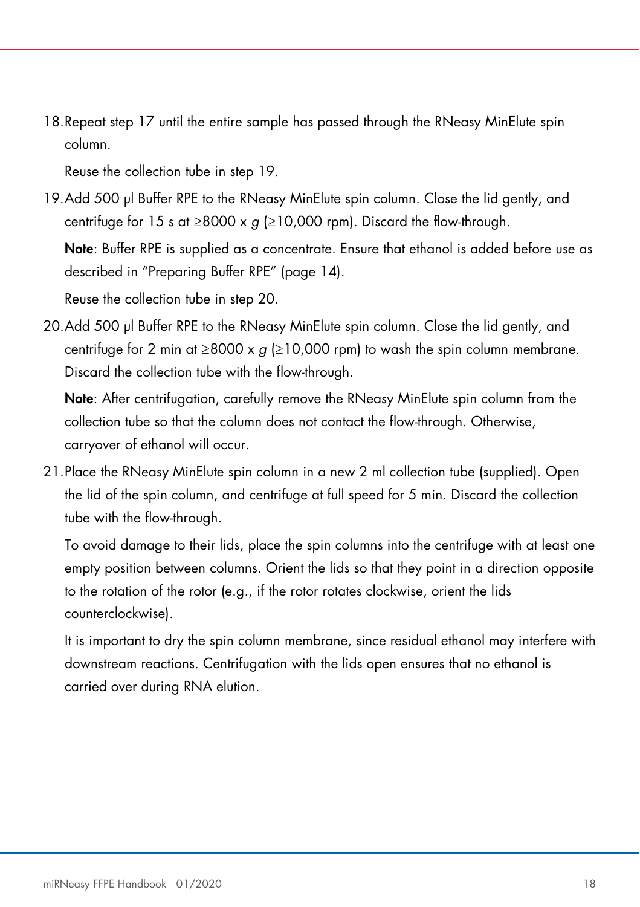18. Repeat step 17 until the entire sample has passed through the RNeasy MinElute spin column.

    Reuse the collection tube in step 19.

19. Add 500 µl Buffer RPE to the RNeasy MinElute spin column. Close the lid gently, and centrifuge for 15 s at ≥8000 x *g* (≥10,000 rpm). Discard the flow-through.

    **Note**: Buffer RPE is supplied as a concentrate. Ensure that ethanol is added before use as described in "Preparing Buffer RPE" (page 14).

    Reuse the collection tube in step 20.

20. Add 500 µl Buffer RPE to the RNeasy MinElute spin column. Close the lid gently, and centrifuge for 2 min at ≥8000 x *g* (≥10,000 rpm) to wash the spin column membrane. Discard the collection tube with the flow-through.

    **Note**: After centrifugation, carefully remove the RNeasy MinElute spin column from the collection tube so that the column does not contact the flow-through. Otherwise, carryover of ethanol will occur.

21. Place the RNeasy MinElute spin column in a new 2 ml collection tube (supplied). Open the lid of the spin column, and centrifuge at full speed for 5 min. Discard the collection tube with the flow-through.

    To avoid damage to their lids, place the spin columns into the centrifuge with at least one empty position between columns. Orient the lids so that they point in a direction opposite to the rotation of the rotor (e.g., if the rotor rotates clockwise, orient the lids counterclockwise).

    It is important to dry the spin column membrane, since residual ethanol may interfere with downstream reactions. Centrifugation with the lids open ensures that no ethanol is carried over during RNA elution.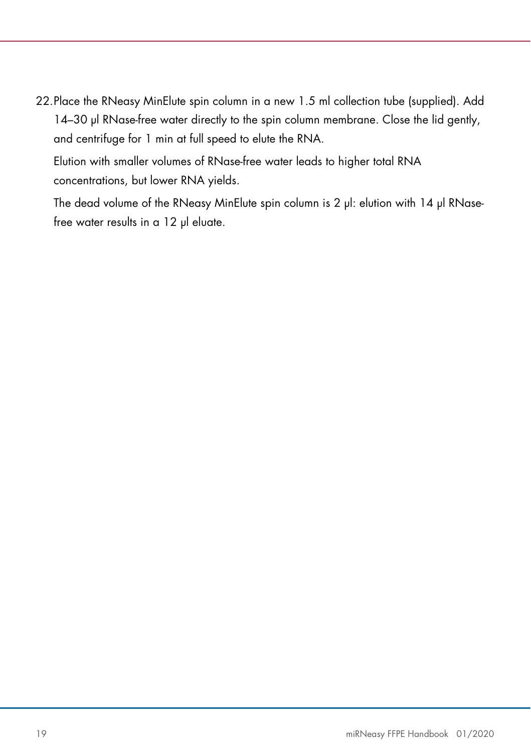22. Place the RNeasy MinElute spin column in a new 1.5 ml collection tube (supplied). Add 14–30 µl RNase-free water directly to the spin column membrane. Close the lid gently, and centrifuge for 1 min at full speed to elute the RNA.

    Elution with smaller volumes of RNase-free water leads to higher total RNA concentrations, but lower RNA yields.

    The dead volume of the RNeasy MinElute spin column is 2 µl: elution with 14 µl RNase-free water results in a 12 µl eluate.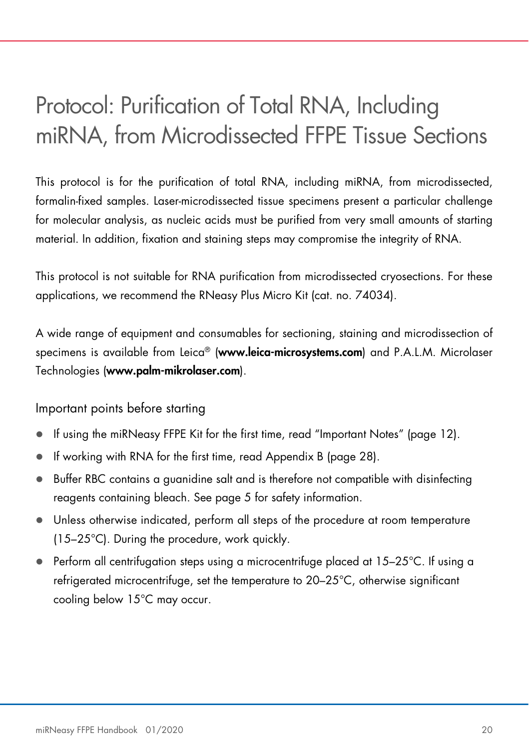# Protocol: Purification of Total RNA, Including miRNA, from Microdissected FFPE Tissue Sections

This protocol is for the purification of total RNA, including miRNA, from microdissected, formalin-fixed samples. Laser-microdissected tissue specimens present a particular challenge for molecular analysis, as nucleic acids must be purified from very small amounts of starting material. In addition, fixation and staining steps may compromise the integrity of RNA.

This protocol is not suitable for RNA purification from microdissected cryosections. For these applications, we recommend the RNeasy Plus Micro Kit (cat. no. 74034).

A wide range of equipment and consumables for sectioning, staining and microdissection of specimens is available from Leica® (**www.leica-microsystems.com**) and P.A.L.M. Microlaser Technologies (**www.palm-mikrolaser.com**).

## Important points before starting

- If using the miRNeasy FFPE Kit for the first time, read "Important Notes" (page 12).
- If working with RNA for the first time, read Appendix B (page 28).
- Buffer RBC contains a guanidine salt and is therefore not compatible with disinfecting reagents containing bleach. See page 5 for safety information.
- Unless otherwise indicated, perform all steps of the procedure at room temperature (15–25°C). During the procedure, work quickly.
- Perform all centrifugation steps using a microcentrifuge placed at 15–25°C. If using a refrigerated microcentrifuge, set the temperature to 20–25°C, otherwise significant cooling below 15°C may occur.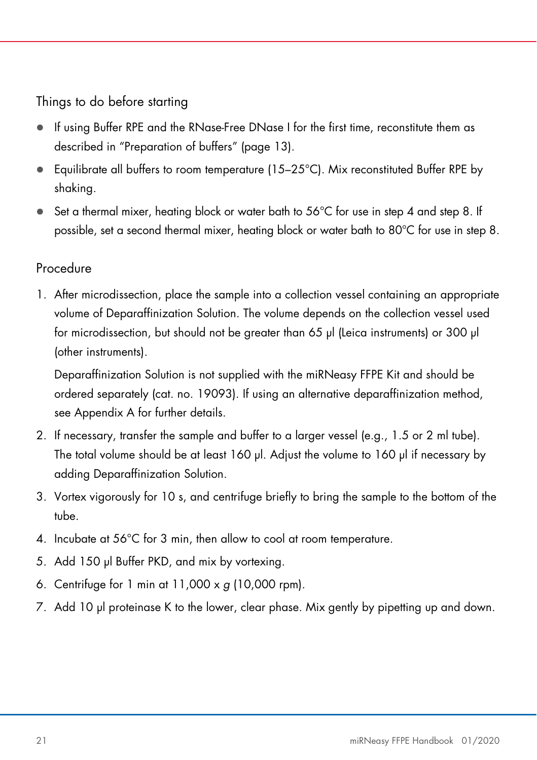### Things to do before starting

- If using Buffer RPE and the RNase-Free DNase I for the first time, reconstitute them as described in "Preparation of buffers" (page 13).
- Equilibrate all buffers to room temperature (15–25°C). Mix reconstituted Buffer RPE by shaking.
- Set a thermal mixer, heating block or water bath to 56°C for use in step 4 and step 8. If possible, set a second thermal mixer, heating block or water bath to 80°C for use in step 8.

### Procedure

1. After microdissection, place the sample into a collection vessel containing an appropriate volume of Deparaffinization Solution. The volume depends on the collection vessel used for microdissection, but should not be greater than 65 µl (Leica instruments) or 300 µl (other instruments).

   Deparaffinization Solution is not supplied with the miRNeasy FFPE Kit and should be ordered separately (cat. no. 19093). If using an alternative deparaffinization method, see Appendix A for further details.
2. If necessary, transfer the sample and buffer to a larger vessel (e.g., 1.5 or 2 ml tube). The total volume should be at least 160 µl. Adjust the volume to 160 µl if necessary by adding Deparaffinization Solution.
3. Vortex vigorously for 10 s, and centrifuge briefly to bring the sample to the bottom of the tube.
4. Incubate at 56°C for 3 min, then allow to cool at room temperature.
5. Add 150 µl Buffer PKD, and mix by vortexing.
6. Centrifuge for 1 min at 11,000 x *g* (10,000 rpm).
7. Add 10 µl proteinase K to the lower, clear phase. Mix gently by pipetting up and down.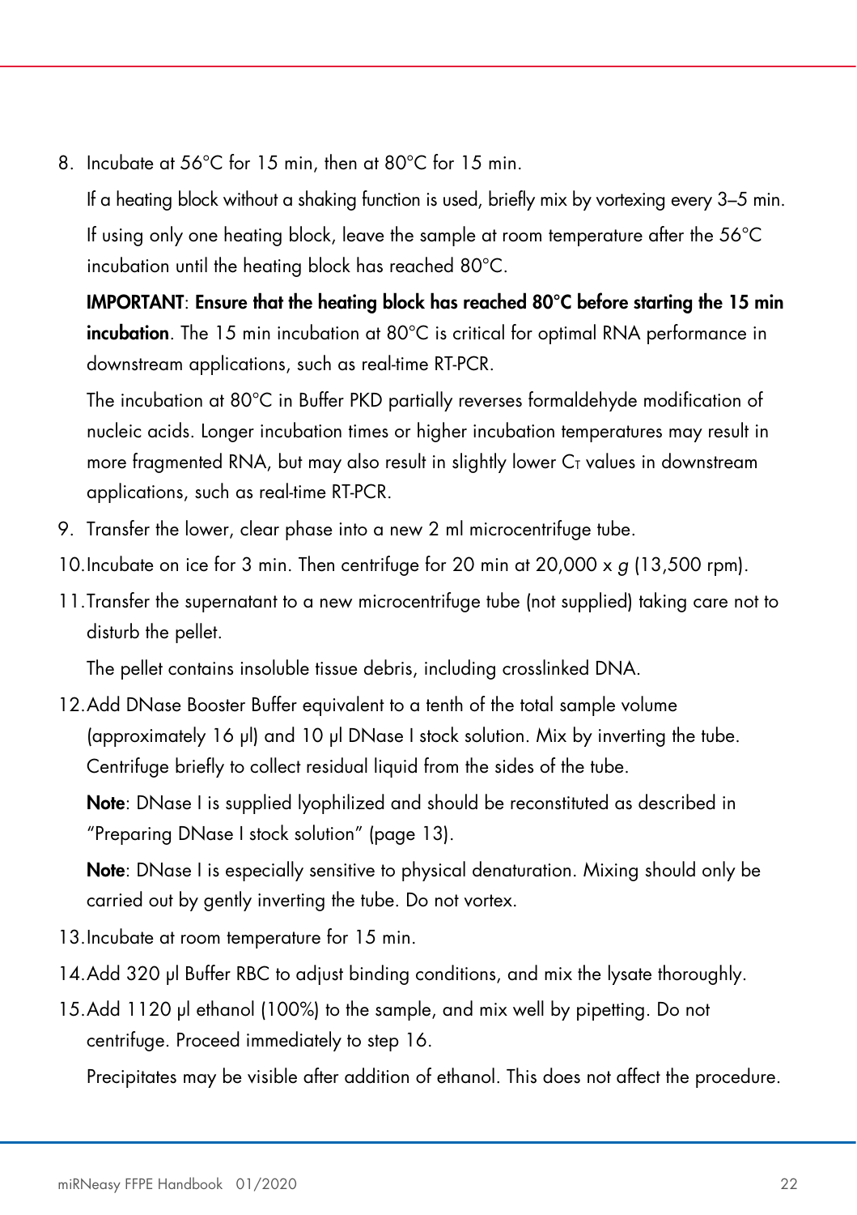8. Incubate at 56°C for 15 min, then at 80°C for 15 min.

   If a heating block without a shaking function is used, briefly mix by vortexing every 3–5 min.

   If using only one heating block, leave the sample at room temperature after the 56°C incubation until the heating block has reached 80°C.

   **IMPORTANT**: **Ensure that the heating block has reached 80°C before starting the 15 min incubation**. The 15 min incubation at 80°C is critical for optimal RNA performance in downstream applications, such as real-time RT-PCR.

   The incubation at 80°C in Buffer PKD partially reverses formaldehyde modification of nucleic acids. Longer incubation times or higher incubation temperatures may result in more fragmented RNA, but may also result in slightly lower $C_T$ values in downstream applications, such as real-time RT-PCR.

9. Transfer the lower, clear phase into a new 2 ml microcentrifuge tube.

10. Incubate on ice for 3 min. Then centrifuge for 20 min at 20,000 x *g* (13,500 rpm).

11. Transfer the supernatant to a new microcentrifuge tube (not supplied) taking care not to disturb the pellet.

    The pellet contains insoluble tissue debris, including crosslinked DNA.

12. Add DNase Booster Buffer equivalent to a tenth of the total sample volume (approximately 16 µl) and 10 µl DNase I stock solution. Mix by inverting the tube. Centrifuge briefly to collect residual liquid from the sides of the tube.

    **Note**: DNase I is supplied lyophilized and should be reconstituted as described in "Preparing DNase I stock solution" (page 13).

    **Note**: DNase I is especially sensitive to physical denaturation. Mixing should only be carried out by gently inverting the tube. Do not vortex.

13. Incubate at room temperature for 15 min.

14. Add 320 µl Buffer RBC to adjust binding conditions, and mix the lysate thoroughly.

15. Add 1120 µl ethanol (100%) to the sample, and mix well by pipetting. Do not centrifuge. Proceed immediately to step 16.

    Precipitates may be visible after addition of ethanol. This does not affect the procedure.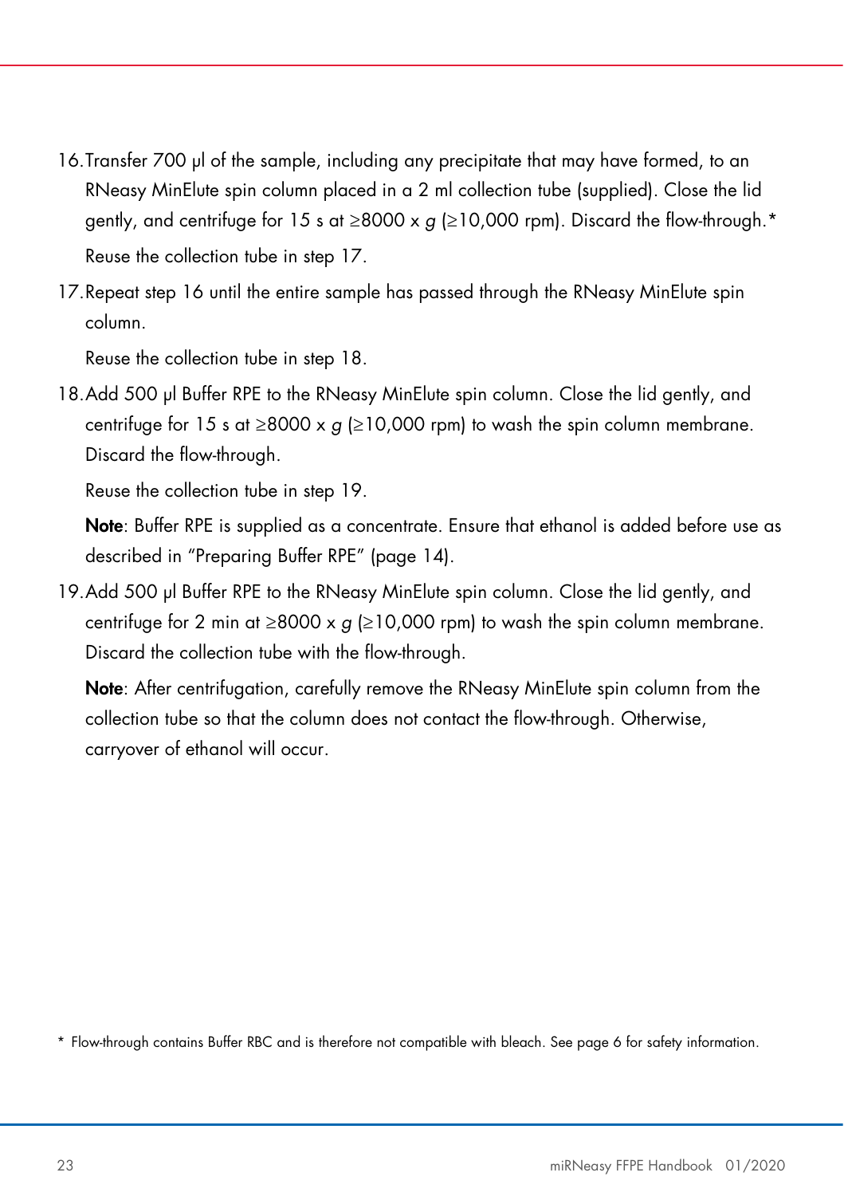16. Transfer 700 µl of the sample, including any precipitate that may have formed, to an RNeasy MinElute spin column placed in a 2 ml collection tube (supplied). Close the lid gently, and centrifuge for 15 s at ≥8000 x *g* (≥10,000 rpm). Discard the flow-through.*

    Reuse the collection tube in step 17.

17. Repeat step 16 until the entire sample has passed through the RNeasy MinElute spin column.

    Reuse the collection tube in step 18.

18. Add 500 µl Buffer RPE to the RNeasy MinElute spin column. Close the lid gently, and centrifuge for 15 s at ≥8000 x *g* (≥10,000 rpm) to wash the spin column membrane. Discard the flow-through.

    Reuse the collection tube in step 19.

    **Note**: Buffer RPE is supplied as a concentrate. Ensure that ethanol is added before use as described in "Preparing Buffer RPE" (page 14).

19. Add 500 µl Buffer RPE to the RNeasy MinElute spin column. Close the lid gently, and centrifuge for 2 min at ≥8000 x *g* (≥10,000 rpm) to wash the spin column membrane. Discard the collection tube with the flow-through.

    **Note**: After centrifugation, carefully remove the RNeasy MinElute spin column from the collection tube so that the column does not contact the flow-through. Otherwise, carryover of ethanol will occur.

* Flow-through contains Buffer RBC and is therefore not compatible with bleach. See page 6 for safety information.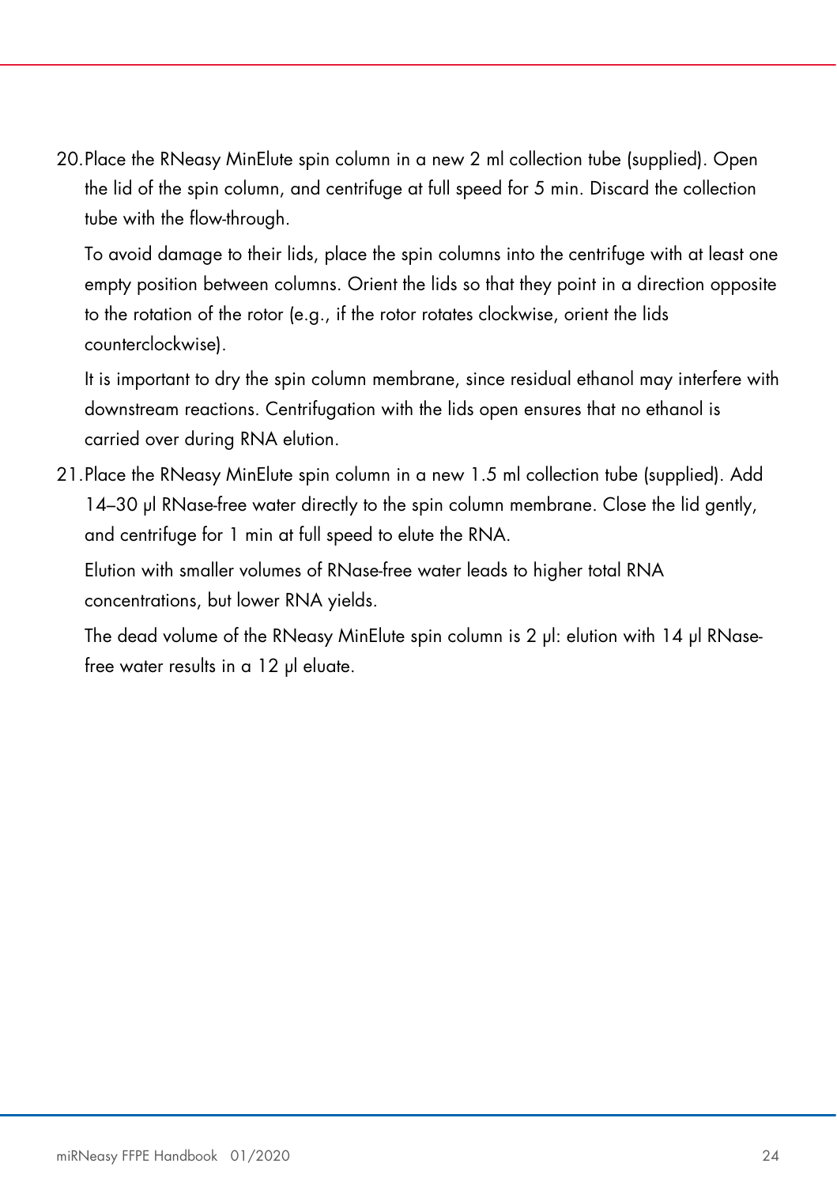20. Place the RNeasy MinElute spin column in a new 2 ml collection tube (supplied). Open the lid of the spin column, and centrifuge at full speed for 5 min. Discard the collection tube with the flow-through.

    To avoid damage to their lids, place the spin columns into the centrifuge with at least one empty position between columns. Orient the lids so that they point in a direction opposite to the rotation of the rotor (e.g., if the rotor rotates clockwise, orient the lids counterclockwise).

    It is important to dry the spin column membrane, since residual ethanol may interfere with downstream reactions. Centrifugation with the lids open ensures that no ethanol is carried over during RNA elution.

21. Place the RNeasy MinElute spin column in a new 1.5 ml collection tube (supplied). Add 14–30 µl RNase-free water directly to the spin column membrane. Close the lid gently, and centrifuge for 1 min at full speed to elute the RNA.

    Elution with smaller volumes of RNase-free water leads to higher total RNA concentrations, but lower RNA yields.

    The dead volume of the RNeasy MinElute spin column is 2 µl: elution with 14 µl RNase-free water results in a 12 µl eluate.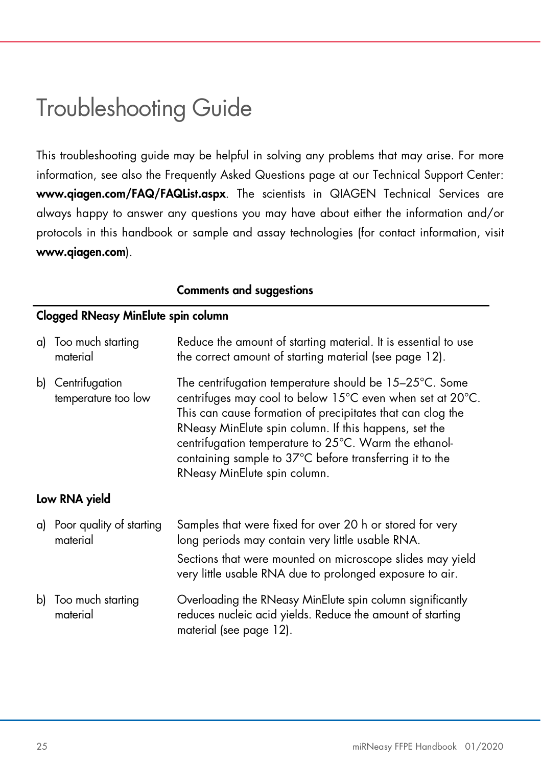# Troubleshooting Guide

This troubleshooting guide may be helpful in solving any problems that may arise. For more information, see also the Frequently Asked Questions page at our Technical Support Center: **www.qiagen.com/FAQ/FAQList.aspx**. The scientists in QIAGEN Technical Services are always happy to answer any questions you may have about either the information and/or protocols in this handbook or sample and assay technologies (for contact information, visit **www.qiagen.com**).

| | Comments and suggestions |
|---|---|
| **Clogged RNeasy MinElute spin column** | |
| a) Too much starting material | Reduce the amount of starting material. It is essential to use the correct amount of starting material (see page 12). |
| b) Centrifugation temperature too low | The centrifugation temperature should be 15–25°C. Some centrifuges may cool to below 15°C even when set at 20°C. This can cause formation of precipitates that can clog the RNeasy MinElute spin column. If this happens, set the centrifugation temperature to 25°C. Warm the ethanol-containing sample to 37°C before transferring it to the RNeasy MinElute spin column. |
| **Low RNA yield** | |
| a) Poor quality of starting material | Samples that were fixed for over 20 h or stored for very long periods may contain very little usable RNA. Sections that were mounted on microscope slides may yield very little usable RNA due to prolonged exposure to air. |
| b) Too much starting material | Overloading the RNeasy MinElute spin column significantly reduces nucleic acid yields. Reduce the amount of starting material (see page 12). |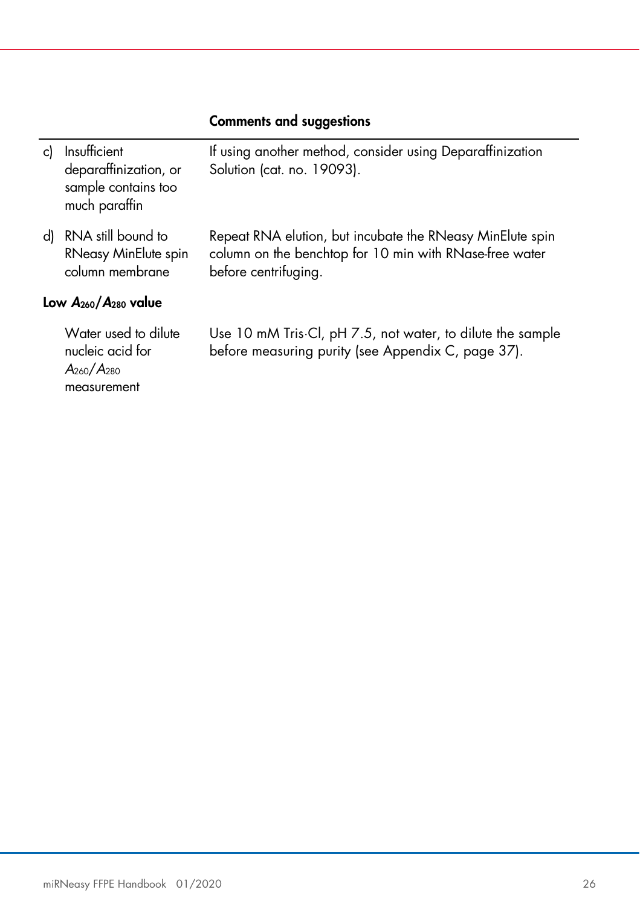| | Comments and suggestions |
|---|---|
| c) Insufficient deparaffinization, or sample contains too much paraffin | If using another method, consider using Deparaffinization Solution (cat. no. 19093). |
| d) RNA still bound to RNeasy MinElute spin column membrane | Repeat RNA elution, but incubate the RNeasy MinElute spin column on the benchtop for 10 min with RNase-free water before centrifuging. |
| **Low $A_{260}/A_{280}$ value** | |
| Water used to dilute nucleic acid for $A_{260}/A_{280}$ measurement | Use 10 mM Tris·Cl, pH 7.5, not water, to dilute the sample before measuring purity (see Appendix C, page 37). |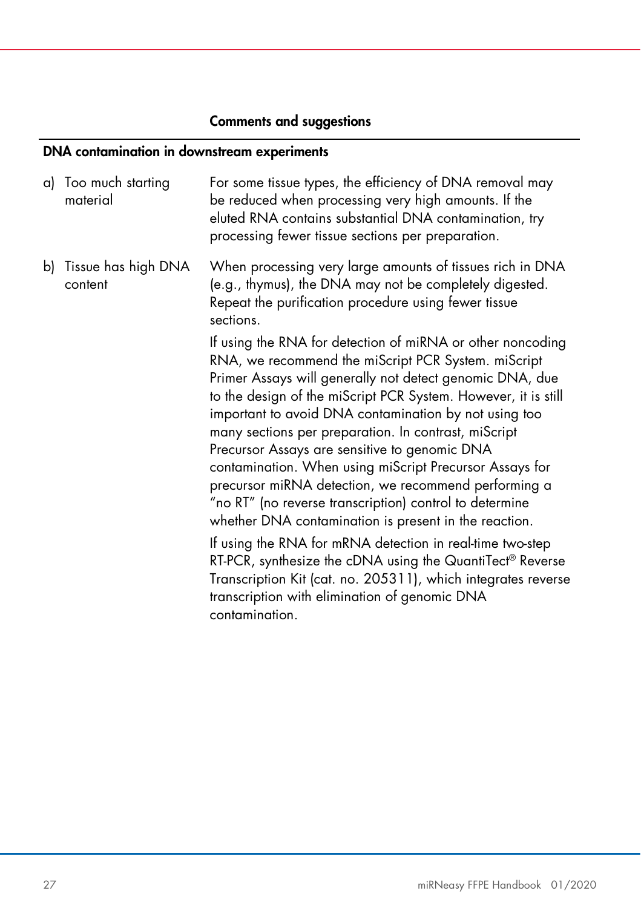| | Comments and suggestions |
|---|---|
| **DNA contamination in downstream experiments** | |
| a) Too much starting material | For some tissue types, the efficiency of DNA removal may be reduced when processing very high amounts. If the eluted RNA contains substantial DNA contamination, try processing fewer tissue sections per preparation. |
| b) Tissue has high DNA content | When processing very large amounts of tissues rich in DNA (e.g., thymus), the DNA may not be completely digested. Repeat the purification procedure using fewer tissue sections.<br><br>If using the RNA for detection of miRNA or other noncoding RNA, we recommend the miScript PCR System. miScript Primer Assays will generally not detect genomic DNA, due to the design of the miScript PCR System. However, it is still important to avoid DNA contamination by not using too many sections per preparation. In contrast, miScript Precursor Assays are sensitive to genomic DNA contamination. When using miScript Precursor Assays for precursor miRNA detection, we recommend performing a "no RT" (no reverse transcription) control to determine whether DNA contamination is present in the reaction.<br><br>If using the RNA for mRNA detection in real-time two-step RT-PCR, synthesize the cDNA using the QuantiTect® Reverse Transcription Kit (cat. no. 205311), which integrates reverse transcription with elimination of genomic DNA contamination. |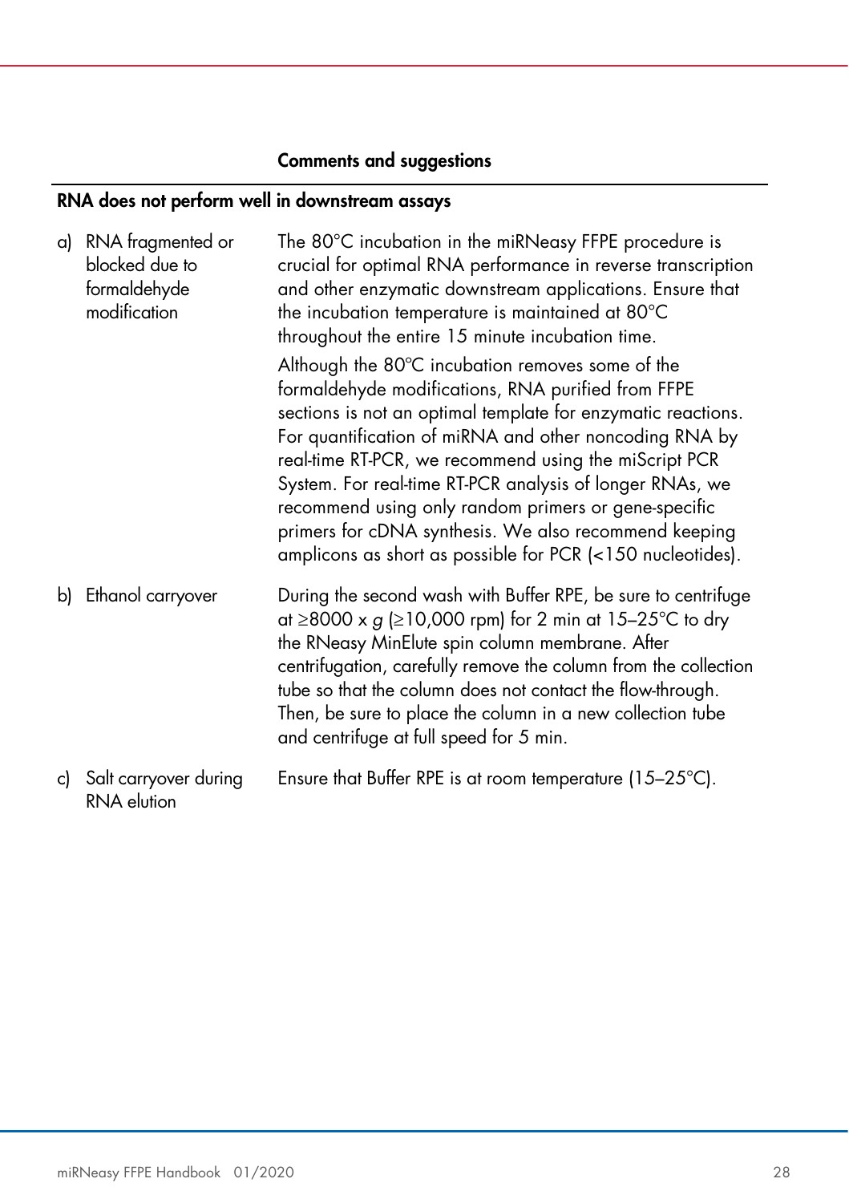| | Comments and suggestions |
|---|---|
| **RNA does not perform well in downstream assays** | |
| a) RNA fragmented or blocked due to formaldehyde modification | The 80°C incubation in the miRNeasy FFPE procedure is crucial for optimal RNA performance in reverse transcription and other enzymatic downstream applications. Ensure that the incubation temperature is maintained at 80°C throughout the entire 15 minute incubation time.<br>Although the 80°C incubation removes some of the formaldehyde modifications, RNA purified from FFPE sections is not an optimal template for enzymatic reactions. For quantification of miRNA and other noncoding RNA by real-time RT-PCR, we recommend using the miScript PCR System. For real-time RT-PCR analysis of longer RNAs, we recommend using only random primers or gene-specific primers for cDNA synthesis. We also recommend keeping amplicons as short as possible for PCR (<150 nucleotides). |
| b) Ethanol carryover | During the second wash with Buffer RPE, be sure to centrifuge at ≥8000 x *g* (≥10,000 rpm) for 2 min at 15–25°C to dry the RNeasy MinElute spin column membrane. After centrifugation, carefully remove the column from the collection tube so that the column does not contact the flow-through. Then, be sure to place the column in a new collection tube and centrifuge at full speed for 5 min. |
| c) Salt carryover during RNA elution | Ensure that Buffer RPE is at room temperature (15–25°C). |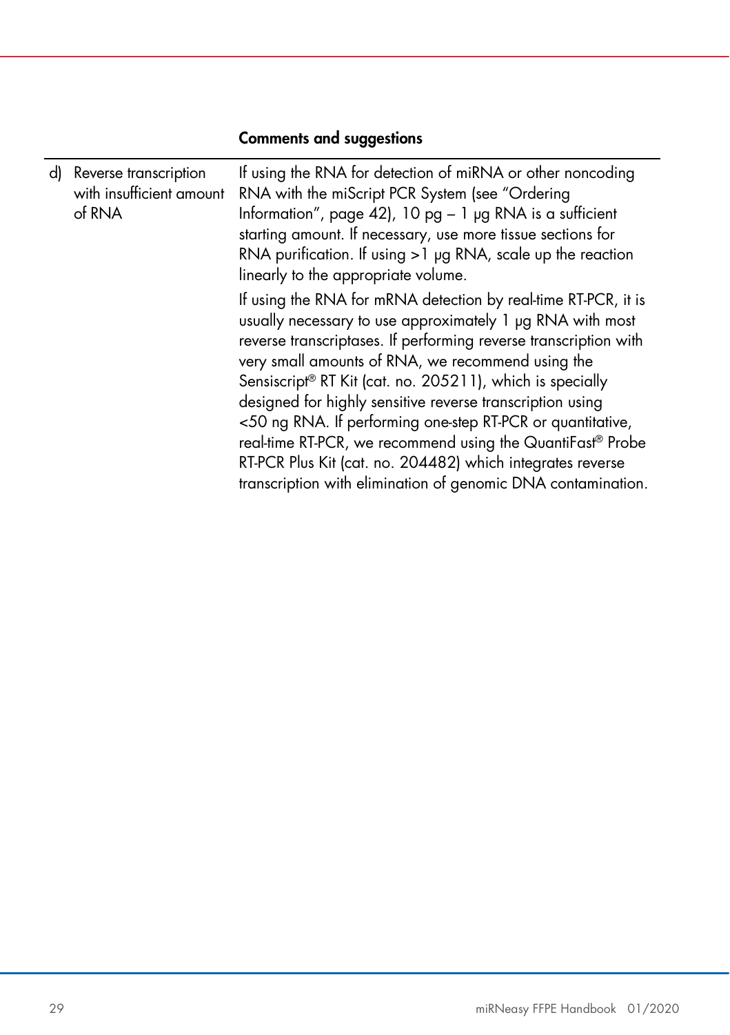| | Comments and suggestions |
|---|---|
| d) Reverse transcription with insufficient amount of RNA | If using the RNA for detection of miRNA or other noncoding RNA with the miScript PCR System (see "Ordering Information", page 42), 10 pg – 1 µg RNA is a sufficient starting amount. If necessary, use more tissue sections for RNA purification. If using >1 µg RNA, scale up the reaction linearly to the appropriate volume.<br><br>If using the RNA for mRNA detection by real-time RT-PCR, it is usually necessary to use approximately 1 µg RNA with most reverse transcriptases. If performing reverse transcription with very small amounts of RNA, we recommend using the Sensiscript® RT Kit (cat. no. 205211), which is specially designed for highly sensitive reverse transcription using <50 ng RNA. If performing one-step RT-PCR or quantitative, real-time RT-PCR, we recommend using the QuantiFast® Probe RT-PCR Plus Kit (cat. no. 204482) which integrates reverse transcription with elimination of genomic DNA contamination. |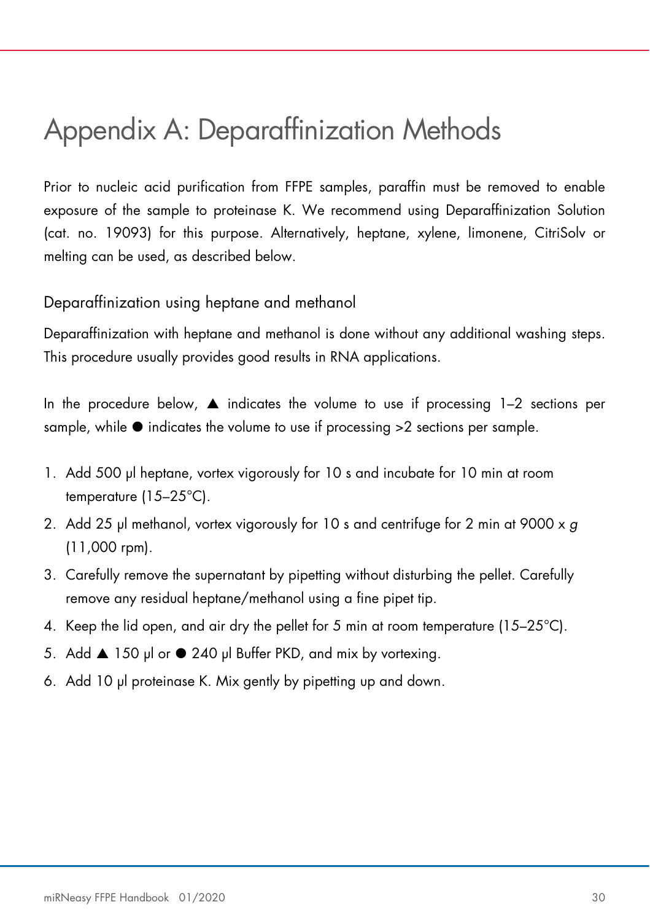# Appendix A: Deparaffinization Methods

Prior to nucleic acid purification from FFPE samples, paraffin must be removed to enable exposure of the sample to proteinase K. We recommend using Deparaffinization Solution (cat. no. 19093) for this purpose. Alternatively, heptane, xylene, limonene, CitriSolv or melting can be used, as described below.

## Deparaffinization using heptane and methanol

Deparaffinization with heptane and methanol is done without any additional washing steps. This procedure usually provides good results in RNA applications.

In the procedure below, ▲ indicates the volume to use if processing 1–2 sections per sample, while ● indicates the volume to use if processing >2 sections per sample.

1. Add 500 µl heptane, vortex vigorously for 10 s and incubate for 10 min at room temperature (15–25°C).
2. Add 25 µl methanol, vortex vigorously for 10 s and centrifuge for 2 min at 9000 x *g* (11,000 rpm).
3. Carefully remove the supernatant by pipetting without disturbing the pellet. Carefully remove any residual heptane/methanol using a fine pipet tip.
4. Keep the lid open, and air dry the pellet for 5 min at room temperature (15–25°C).
5. Add ▲ 150 µl or ● 240 µl Buffer PKD, and mix by vortexing.
6. Add 10 µl proteinase K. Mix gently by pipetting up and down.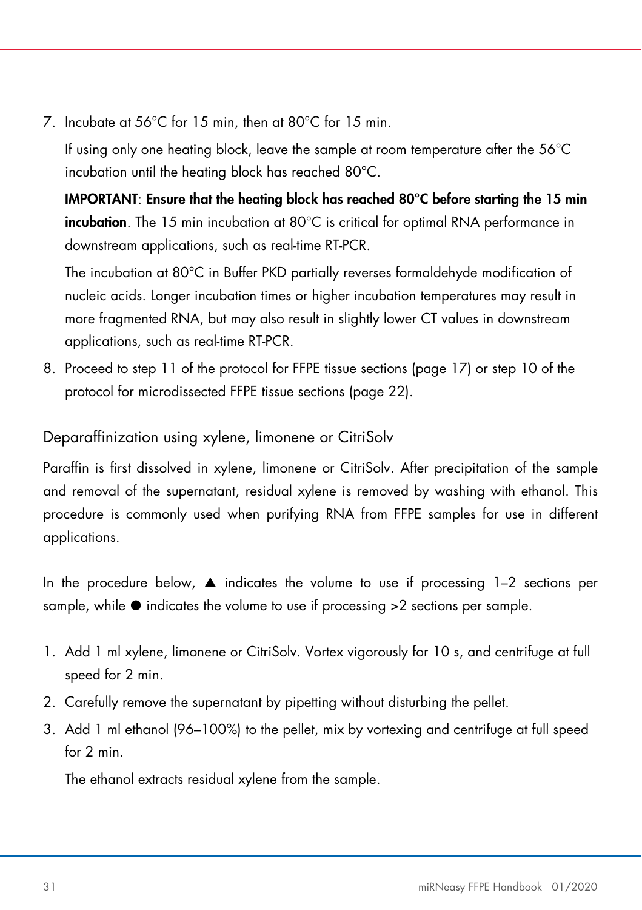7. Incubate at 56°C for 15 min, then at 80°C for 15 min.

   If using only one heating block, leave the sample at room temperature after the 56°C incubation until the heating block has reached 80°C.

   **IMPORTANT**: **Ensure that the heating block has reached 80°C before starting the 15 min incubation**. The 15 min incubation at 80°C is critical for optimal RNA performance in downstream applications, such as real-time RT-PCR.

   The incubation at 80°C in Buffer PKD partially reverses formaldehyde modification of nucleic acids. Longer incubation times or higher incubation temperatures may result in more fragmented RNA, but may also result in slightly lower CT values in downstream applications, such as real-time RT-PCR.

8. Proceed to step 11 of the protocol for FFPE tissue sections (page 17) or step 10 of the protocol for microdissected FFPE tissue sections (page 22).

## Deparaffinization using xylene, limonene or CitriSolv

Paraffin is first dissolved in xylene, limonene or CitriSolv. After precipitation of the sample and removal of the supernatant, residual xylene is removed by washing with ethanol. This procedure is commonly used when purifying RNA from FFPE samples for use in different applications.

In the procedure below, ▲ indicates the volume to use if processing 1–2 sections per sample, while ● indicates the volume to use if processing >2 sections per sample.

1. Add 1 ml xylene, limonene or CitriSolv. Vortex vigorously for 10 s, and centrifuge at full speed for 2 min.
2. Carefully remove the supernatant by pipetting without disturbing the pellet.
3. Add 1 ml ethanol (96–100%) to the pellet, mix by vortexing and centrifuge at full speed for 2 min.

   The ethanol extracts residual xylene from the sample.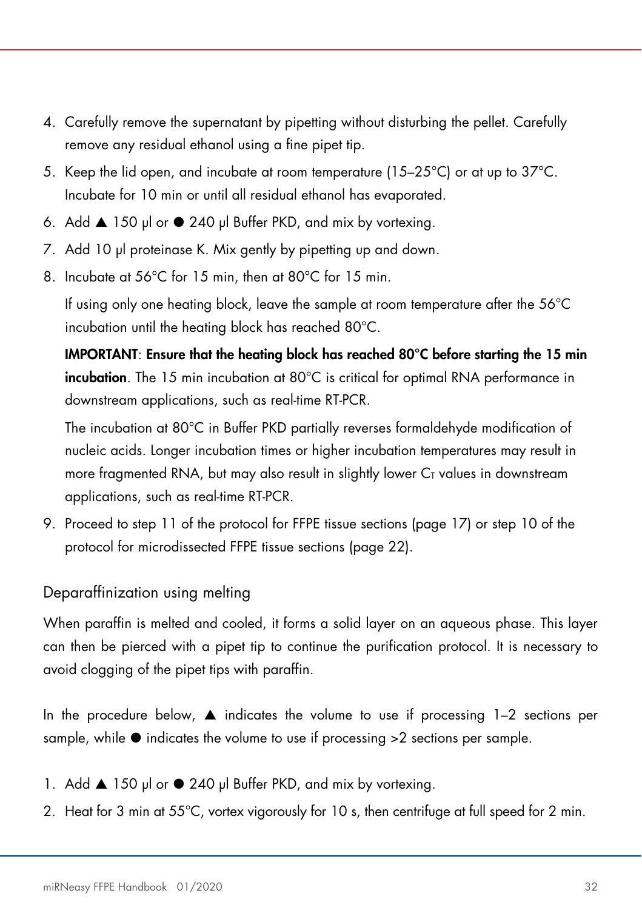4. Carefully remove the supernatant by pipetting without disturbing the pellet. Carefully remove any residual ethanol using a fine pipet tip.
5. Keep the lid open, and incubate at room temperature (15–25°C) or at up to 37°C. Incubate for 10 min or until all residual ethanol has evaporated.
6. Add ▲ 150 µl or ● 240 µl Buffer PKD, and mix by vortexing.
7. Add 10 µl proteinase K. Mix gently by pipetting up and down.
8. Incubate at 56°C for 15 min, then at 80°C for 15 min.

   If using only one heating block, leave the sample at room temperature after the 56°C incubation until the heating block has reached 80°C.

   **IMPORTANT**: **Ensure that the heating block has reached 80°C before starting the 15 min incubation**. The 15 min incubation at 80°C is critical for optimal RNA performance in downstream applications, such as real-time RT-PCR.

   The incubation at 80°C in Buffer PKD partially reverses formaldehyde modification of nucleic acids. Longer incubation times or higher incubation temperatures may result in more fragmented RNA, but may also result in slightly lower $C_T$ values in downstream applications, such as real-time RT-PCR.
9. Proceed to step 11 of the protocol for FFPE tissue sections (page 17) or step 10 of the protocol for microdissected FFPE tissue sections (page 22).

## Deparaffinization using melting

When paraffin is melted and cooled, it forms a solid layer on an aqueous phase. This layer can then be pierced with a pipet tip to continue the purification protocol. It is necessary to avoid clogging of the pipet tips with paraffin.

In the procedure below, ▲ indicates the volume to use if processing 1–2 sections per sample, while ● indicates the volume to use if processing >2 sections per sample.

1. Add ▲ 150 µl or ● 240 µl Buffer PKD, and mix by vortexing.
2. Heat for 3 min at 55°C, vortex vigorously for 10 s, then centrifuge at full speed for 2 min.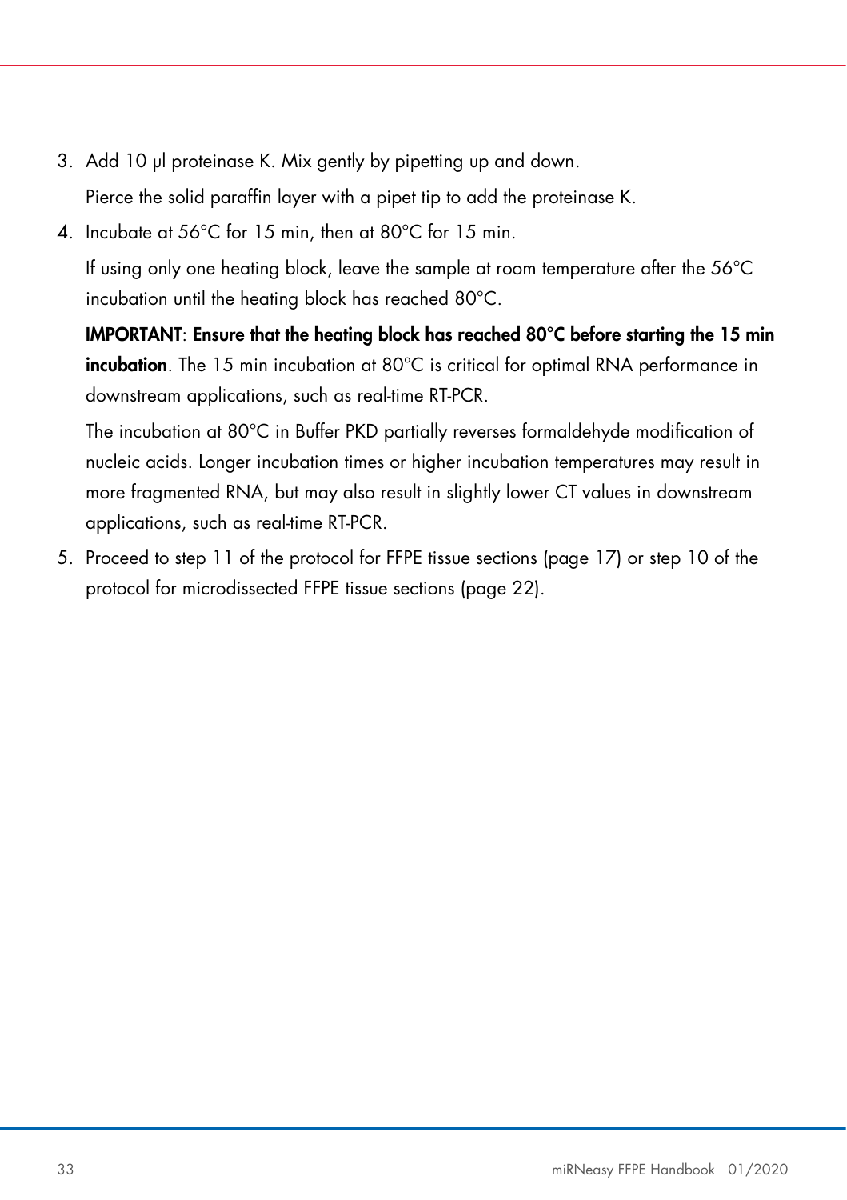3. Add 10 µl proteinase K. Mix gently by pipetting up and down.

   Pierce the solid paraffin layer with a pipet tip to add the proteinase K.

4. Incubate at 56°C for 15 min, then at 80°C for 15 min.

   If using only one heating block, leave the sample at room temperature after the 56°C incubation until the heating block has reached 80°C.

   **IMPORTANT**: **Ensure that the heating block has reached 80°C before starting the 15 min incubation**. The 15 min incubation at 80°C is critical for optimal RNA performance in downstream applications, such as real-time RT-PCR.

   The incubation at 80°C in Buffer PKD partially reverses formaldehyde modification of nucleic acids. Longer incubation times or higher incubation temperatures may result in more fragmented RNA, but may also result in slightly lower CT values in downstream applications, such as real-time RT-PCR.

5. Proceed to step 11 of the protocol for FFPE tissue sections (page 17) or step 10 of the protocol for microdissected FFPE tissue sections (page 22).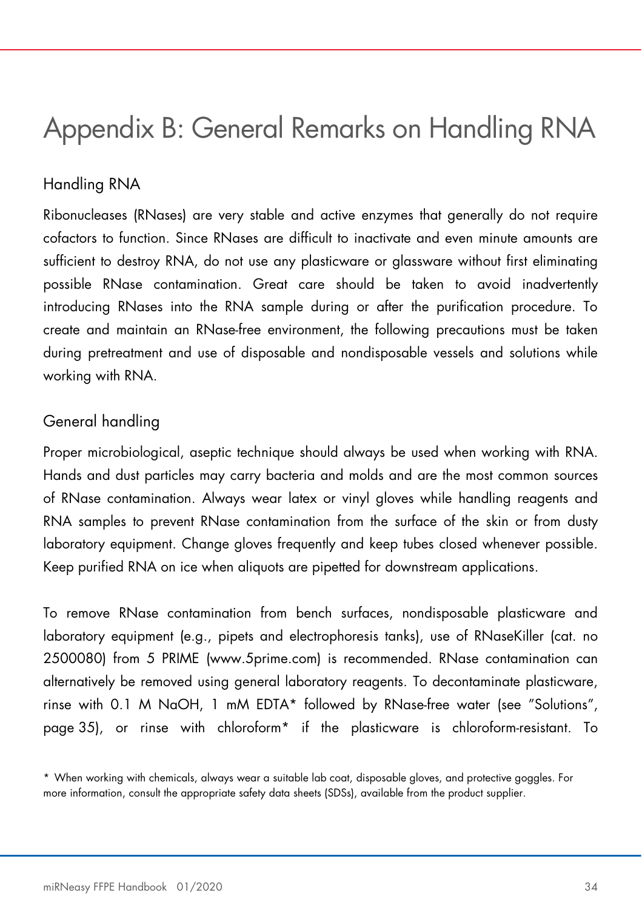# Appendix B: General Remarks on Handling RNA

## Handling RNA

Ribonucleases (RNases) are very stable and active enzymes that generally do not require cofactors to function. Since RNases are difficult to inactivate and even minute amounts are sufficient to destroy RNA, do not use any plasticware or glassware without first eliminating possible RNase contamination. Great care should be taken to avoid inadvertently introducing RNases into the RNA sample during or after the purification procedure. To create and maintain an RNase-free environment, the following precautions must be taken during pretreatment and use of disposable and nondisposable vessels and solutions while working with RNA.

## General handling

Proper microbiological, aseptic technique should always be used when working with RNA. Hands and dust particles may carry bacteria and molds and are the most common sources of RNase contamination. Always wear latex or vinyl gloves while handling reagents and RNA samples to prevent RNase contamination from the surface of the skin or from dusty laboratory equipment. Change gloves frequently and keep tubes closed whenever possible. Keep purified RNA on ice when aliquots are pipetted for downstream applications.

To remove RNase contamination from bench surfaces, nondisposable plasticware and laboratory equipment (e.g., pipets and electrophoresis tanks), use of RNaseKiller (cat. no 2500080) from 5 PRIME (www.5prime.com) is recommended. RNase contamination can alternatively be removed using general laboratory reagents. To decontaminate plasticware, rinse with 0.1 M NaOH, 1 mM EDTA* followed by RNase-free water (see "Solutions", page 35), or rinse with chloroform* if the plasticware is chloroform-resistant. To

\* When working with chemicals, always wear a suitable lab coat, disposable gloves, and protective goggles. For more information, consult the appropriate safety data sheets (SDSs), available from the product supplier.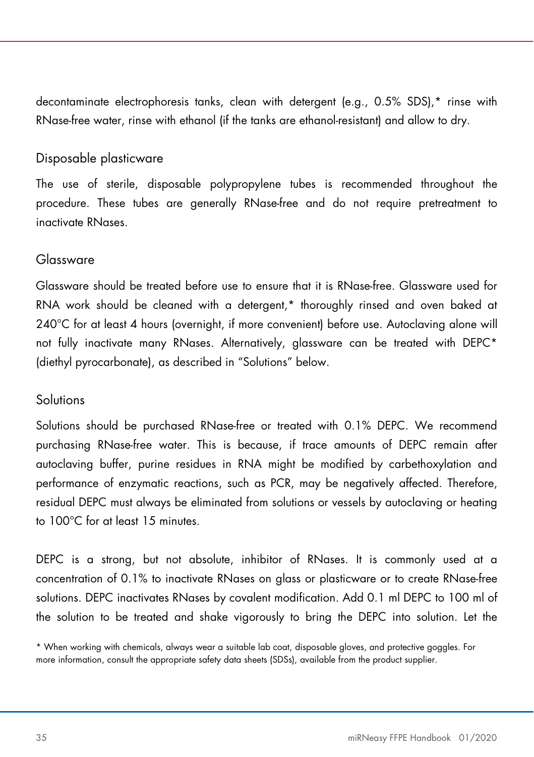decontaminate electrophoresis tanks, clean with detergent (e.g., 0.5% SDS),* rinse with RNase-free water, rinse with ethanol (if the tanks are ethanol-resistant) and allow to dry.

### Disposable plasticware

The use of sterile, disposable polypropylene tubes is recommended throughout the procedure. These tubes are generally RNase-free and do not require pretreatment to inactivate RNases.

### Glassware

Glassware should be treated before use to ensure that it is RNase-free. Glassware used for RNA work should be cleaned with a detergent,* thoroughly rinsed and oven baked at 240°C for at least 4 hours (overnight, if more convenient) before use. Autoclaving alone will not fully inactivate many RNases. Alternatively, glassware can be treated with DEPC* (diethyl pyrocarbonate), as described in "Solutions" below.

### Solutions

Solutions should be purchased RNase-free or treated with 0.1% DEPC. We recommend purchasing RNase-free water. This is because, if trace amounts of DEPC remain after autoclaving buffer, purine residues in RNA might be modified by carbethoxylation and performance of enzymatic reactions, such as PCR, may be negatively affected. Therefore, residual DEPC must always be eliminated from solutions or vessels by autoclaving or heating to 100°C for at least 15 minutes.

DEPC is a strong, but not absolute, inhibitor of RNases. It is commonly used at a concentration of 0.1% to inactivate RNases on glass or plasticware or to create RNase-free solutions. DEPC inactivates RNases by covalent modification. Add 0.1 ml DEPC to 100 ml of the solution to be treated and shake vigorously to bring the DEPC into solution. Let the

* When working with chemicals, always wear a suitable lab coat, disposable gloves, and protective goggles. For more information, consult the appropriate safety data sheets (SDSs), available from the product supplier.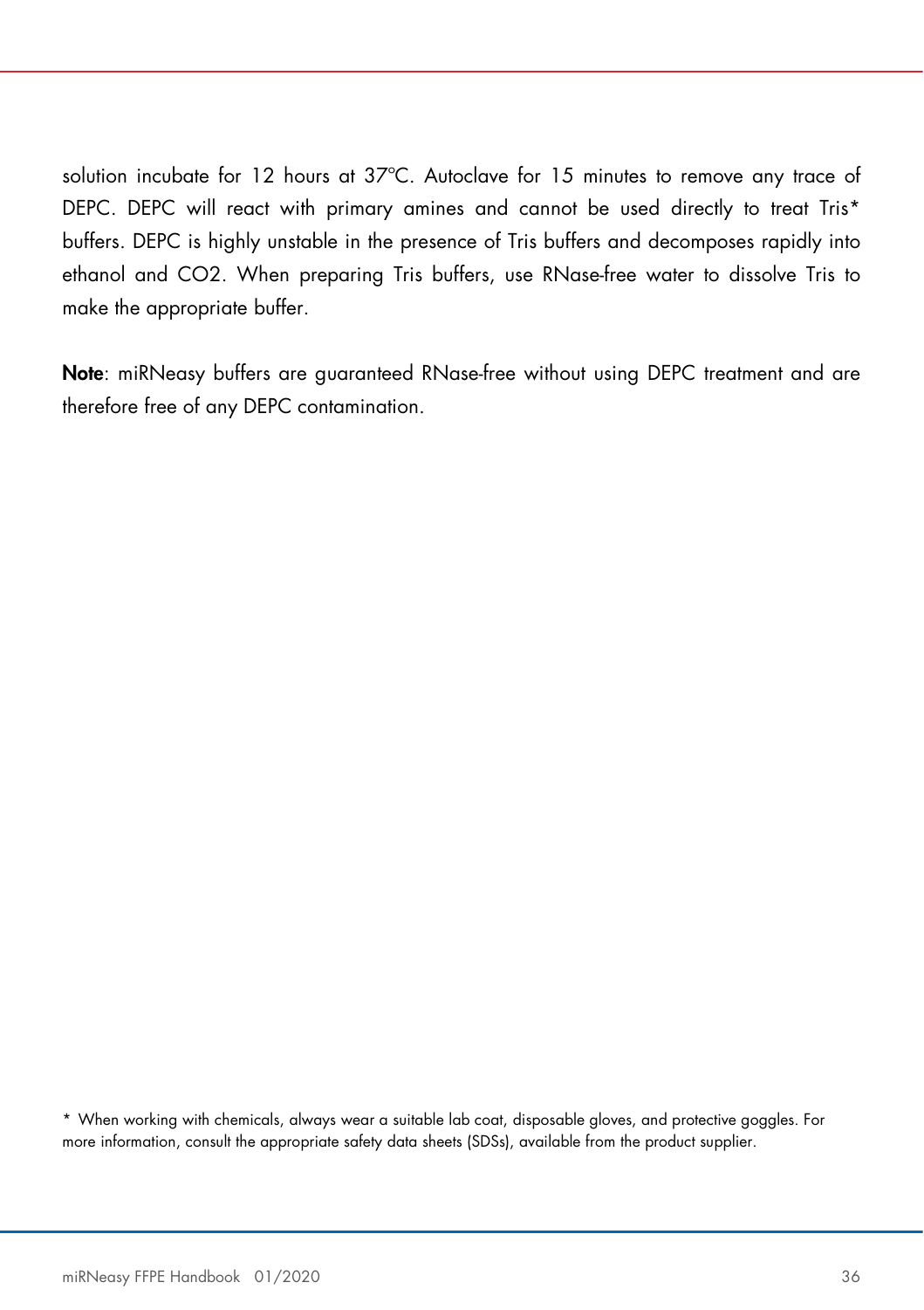solution incubate for 12 hours at 37ºC. Autoclave for 15 minutes to remove any trace of DEPC. DEPC will react with primary amines and cannot be used directly to treat Tris* buffers. DEPC is highly unstable in the presence of Tris buffers and decomposes rapidly into ethanol and CO2. When preparing Tris buffers, use RNase-free water to dissolve Tris to make the appropriate buffer.

**Note**: miRNeasy buffers are guaranteed RNase-free without using DEPC treatment and are therefore free of any DEPC contamination.

* When working with chemicals, always wear a suitable lab coat, disposable gloves, and protective goggles. For more information, consult the appropriate safety data sheets (SDSs), available from the product supplier.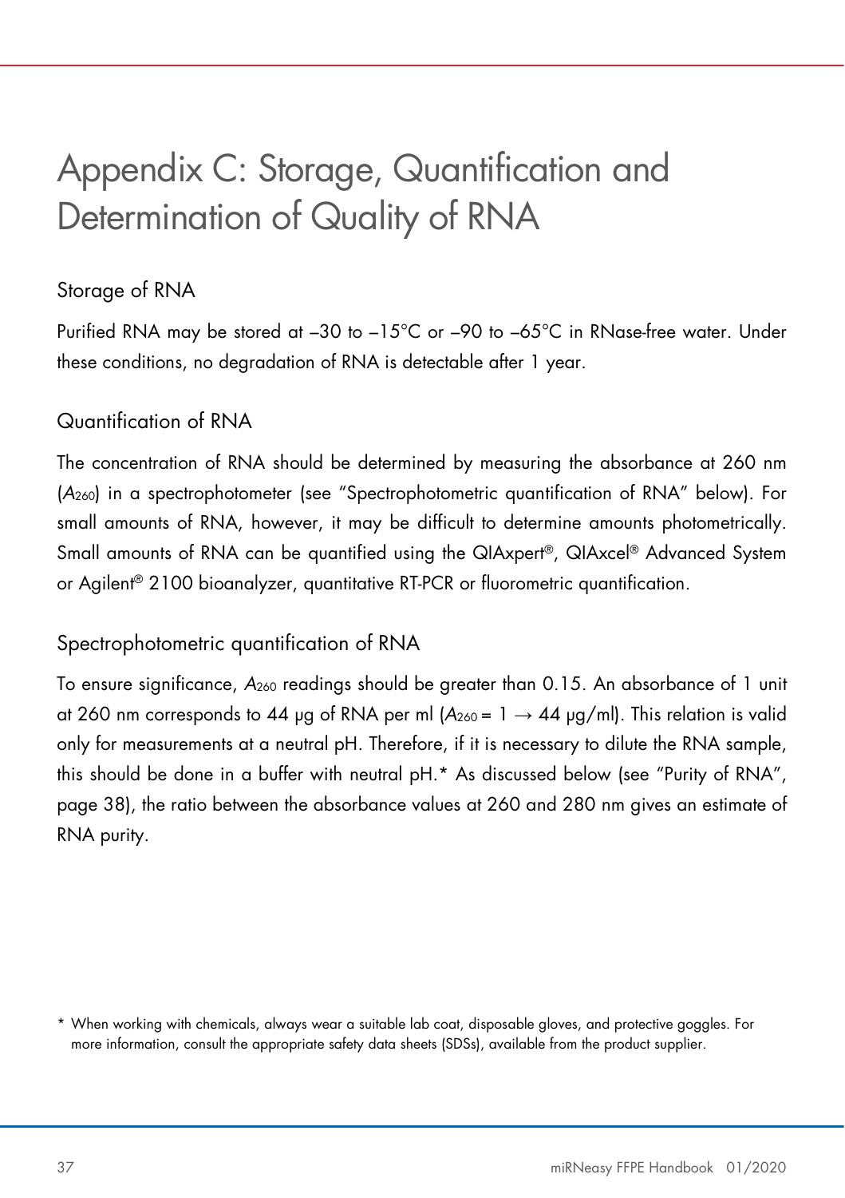# Appendix C: Storage, Quantification and Determination of Quality of RNA

## Storage of RNA

Purified RNA may be stored at –30 to –15°C or –90 to –65°C in RNase-free water. Under these conditions, no degradation of RNA is detectable after 1 year.

## Quantification of RNA

The concentration of RNA should be determined by measuring the absorbance at 260 nm ($A_{260}$) in a spectrophotometer (see "Spectrophotometric quantification of RNA" below). For small amounts of RNA, however, it may be difficult to determine amounts photometrically. Small amounts of RNA can be quantified using the QIAxpert®, QIAxcel® Advanced System or Agilent® 2100 bioanalyzer, quantitative RT-PCR or fluorometric quantification.

## Spectrophotometric quantification of RNA

To ensure significance, $A_{260}$ readings should be greater than 0.15. An absorbance of 1 unit at 260 nm corresponds to 44 µg of RNA per ml ($A_{260} = 1 \rightarrow 44$ µg/ml). This relation is valid only for measurements at a neutral pH. Therefore, if it is necessary to dilute the RNA sample, this should be done in a buffer with neutral pH.* As discussed below (see "Purity of RNA", page 38), the ratio between the absorbance values at 260 and 280 nm gives an estimate of RNA purity.

* When working with chemicals, always wear a suitable lab coat, disposable gloves, and protective goggles. For more information, consult the appropriate safety data sheets (SDSs), available from the product supplier.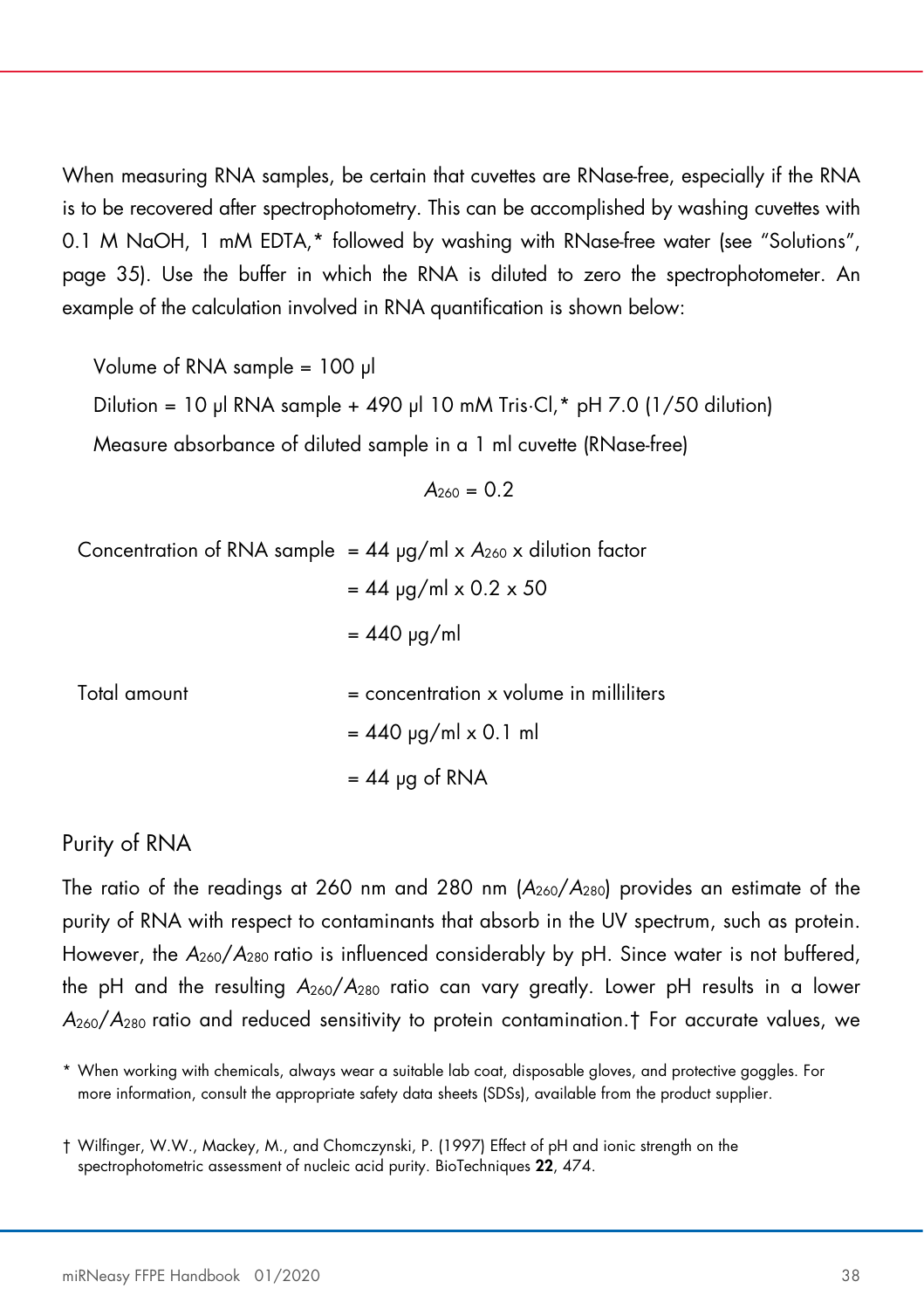When measuring RNA samples, be certain that cuvettes are RNase-free, especially if the RNA is to be recovered after spectrophotometry. This can be accomplished by washing cuvettes with 0.1 M NaOH, 1 mM EDTA,* followed by washing with RNase-free water (see "Solutions", page 35). Use the buffer in which the RNA is diluted to zero the spectrophotometer. An example of the calculation involved in RNA quantification is shown below:

Volume of RNA sample = 100 µl

Dilution = 10 µl RNA sample + 490 µl 10 mM Tris·Cl,* pH 7.0 (1/50 dilution)

Measure absorbance of diluted sample in a 1 ml cuvette (RNase-free)

$$A_{260} = 0.2$$

Concentration of RNA sample = 44 µg/ml x $A_{260}$ x dilution factor

= 44 µg/ml x 0.2 x 50

= 440 µg/ml

Total amount = concentration x volume in milliliters

= 440 µg/ml x 0.1 ml

= 44 µg of RNA

## Purity of RNA

The ratio of the readings at 260 nm and 280 nm ($A_{260}/A_{280}$) provides an estimate of the purity of RNA with respect to contaminants that absorb in the UV spectrum, such as protein. However, the $A_{260}/A_{280}$ ratio is influenced considerably by pH. Since water is not buffered, the pH and the resulting $A_{260}/A_{280}$ ratio can vary greatly. Lower pH results in a lower $A_{260}/A_{280}$ ratio and reduced sensitivity to protein contamination.† For accurate values, we

\* When working with chemicals, always wear a suitable lab coat, disposable gloves, and protective goggles. For more information, consult the appropriate safety data sheets (SDSs), available from the product supplier.

† Wilfinger, W.W., Mackey, M., and Chomczynski, P. (1997) Effect of pH and ionic strength on the spectrophotometric assessment of nucleic acid purity. BioTechniques **22**, 474.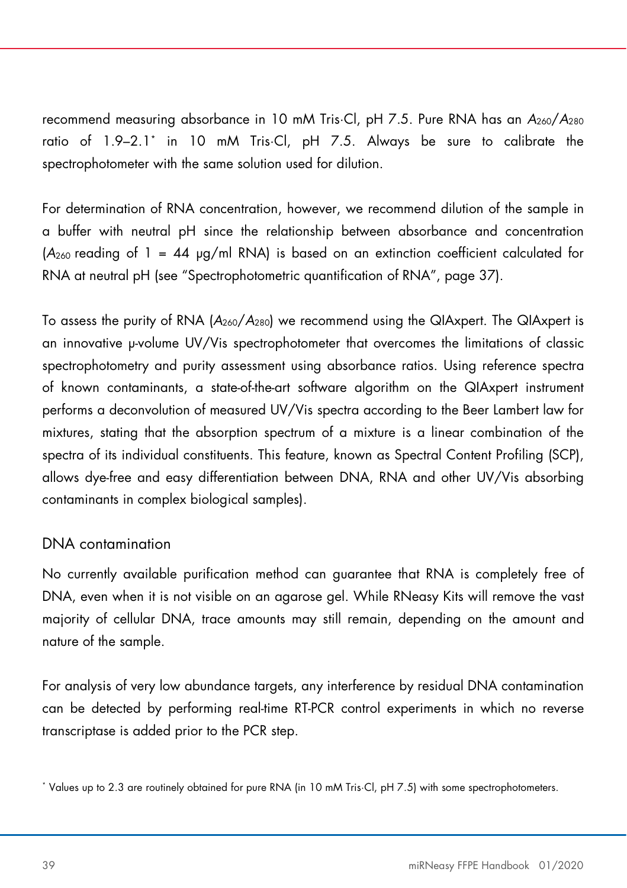recommend measuring absorbance in 10 mM Tris·Cl, pH 7.5. Pure RNA has an $A_{260}/A_{280}$ ratio of 1.9–2.1* in 10 mM Tris·Cl, pH 7.5. Always be sure to calibrate the spectrophotometer with the same solution used for dilution.

For determination of RNA concentration, however, we recommend dilution of the sample in a buffer with neutral pH since the relationship between absorbance and concentration ($A_{260}$ reading of 1 = 44 µg/ml RNA) is based on an extinction coefficient calculated for RNA at neutral pH (see "Spectrophotometric quantification of RNA", page 37).

To assess the purity of RNA ($A_{260}/A_{280}$) we recommend using the QIAxpert. The QIAxpert is an innovative µ-volume UV/Vis spectrophotometer that overcomes the limitations of classic spectrophotometry and purity assessment using absorbance ratios. Using reference spectra of known contaminants, a state-of-the-art software algorithm on the QIAxpert instrument performs a deconvolution of measured UV/Vis spectra according to the Beer Lambert law for mixtures, stating that the absorption spectrum of a mixture is a linear combination of the spectra of its individual constituents. This feature, known as Spectral Content Profiling (SCP), allows dye-free and easy differentiation between DNA, RNA and other UV/Vis absorbing contaminants in complex biological samples).

## DNA contamination

No currently available purification method can guarantee that RNA is completely free of DNA, even when it is not visible on an agarose gel. While RNeasy Kits will remove the vast majority of cellular DNA, trace amounts may still remain, depending on the amount and nature of the sample.

For analysis of very low abundance targets, any interference by residual DNA contamination can be detected by performing real-time RT-PCR control experiments in which no reverse transcriptase is added prior to the PCR step.

* Values up to 2.3 are routinely obtained for pure RNA (in 10 mM Tris·Cl, pH 7.5) with some spectrophotometers.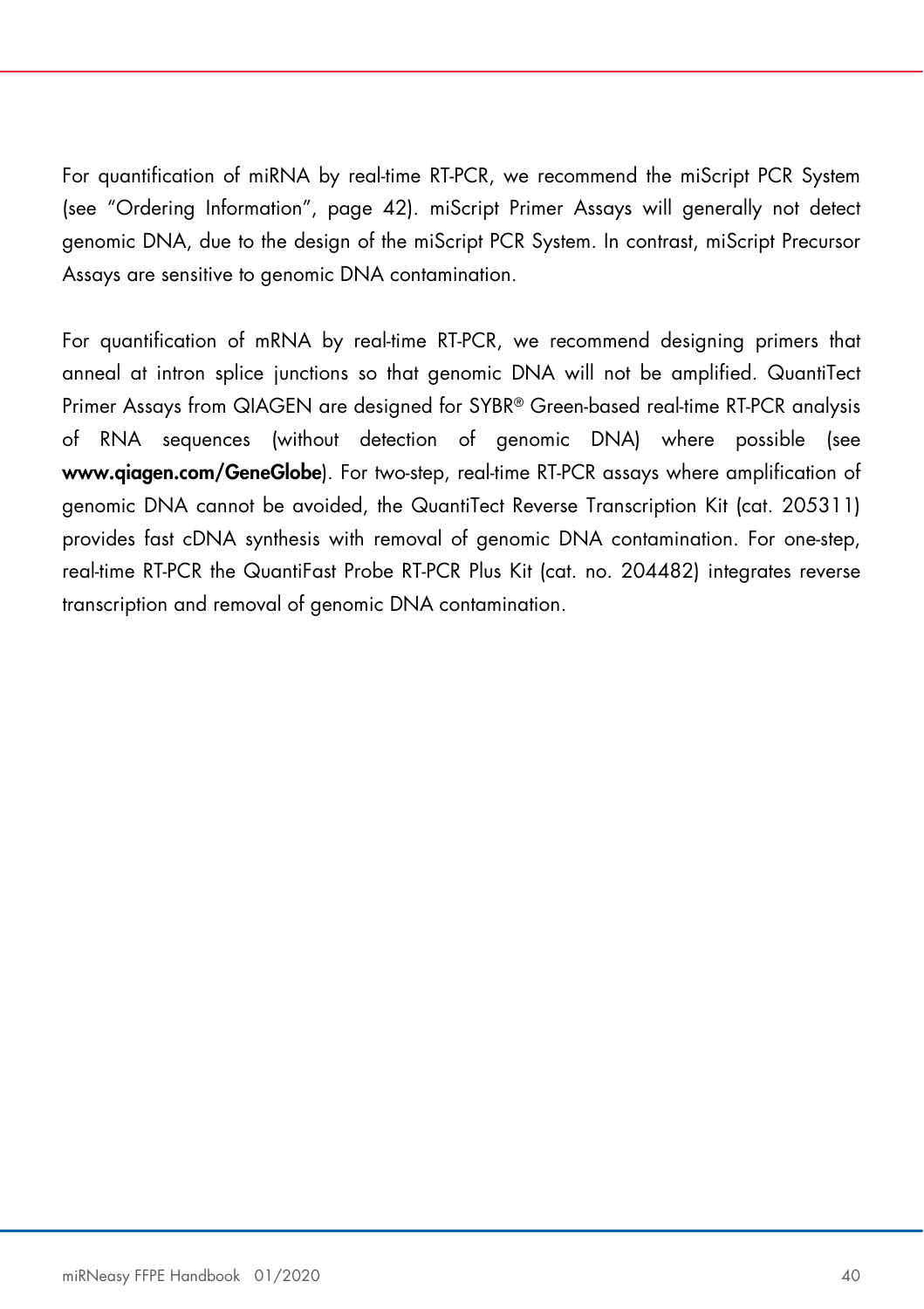For quantification of miRNA by real-time RT-PCR, we recommend the miScript PCR System (see “Ordering Information”, page 42). miScript Primer Assays will generally not detect genomic DNA, due to the design of the miScript PCR System. In contrast, miScript Precursor Assays are sensitive to genomic DNA contamination.

For quantification of mRNA by real-time RT-PCR, we recommend designing primers that anneal at intron splice junctions so that genomic DNA will not be amplified. QuantiTect Primer Assays from QIAGEN are designed for SYBR® Green-based real-time RT-PCR analysis of RNA sequences (without detection of genomic DNA) where possible (see **www.qiagen.com/GeneGlobe**). For two-step, real-time RT-PCR assays where amplification of genomic DNA cannot be avoided, the QuantiTect Reverse Transcription Kit (cat. 205311) provides fast cDNA synthesis with removal of genomic DNA contamination. For one-step, real-time RT-PCR the QuantiFast Probe RT-PCR Plus Kit (cat. no. 204482) integrates reverse transcription and removal of genomic DNA contamination.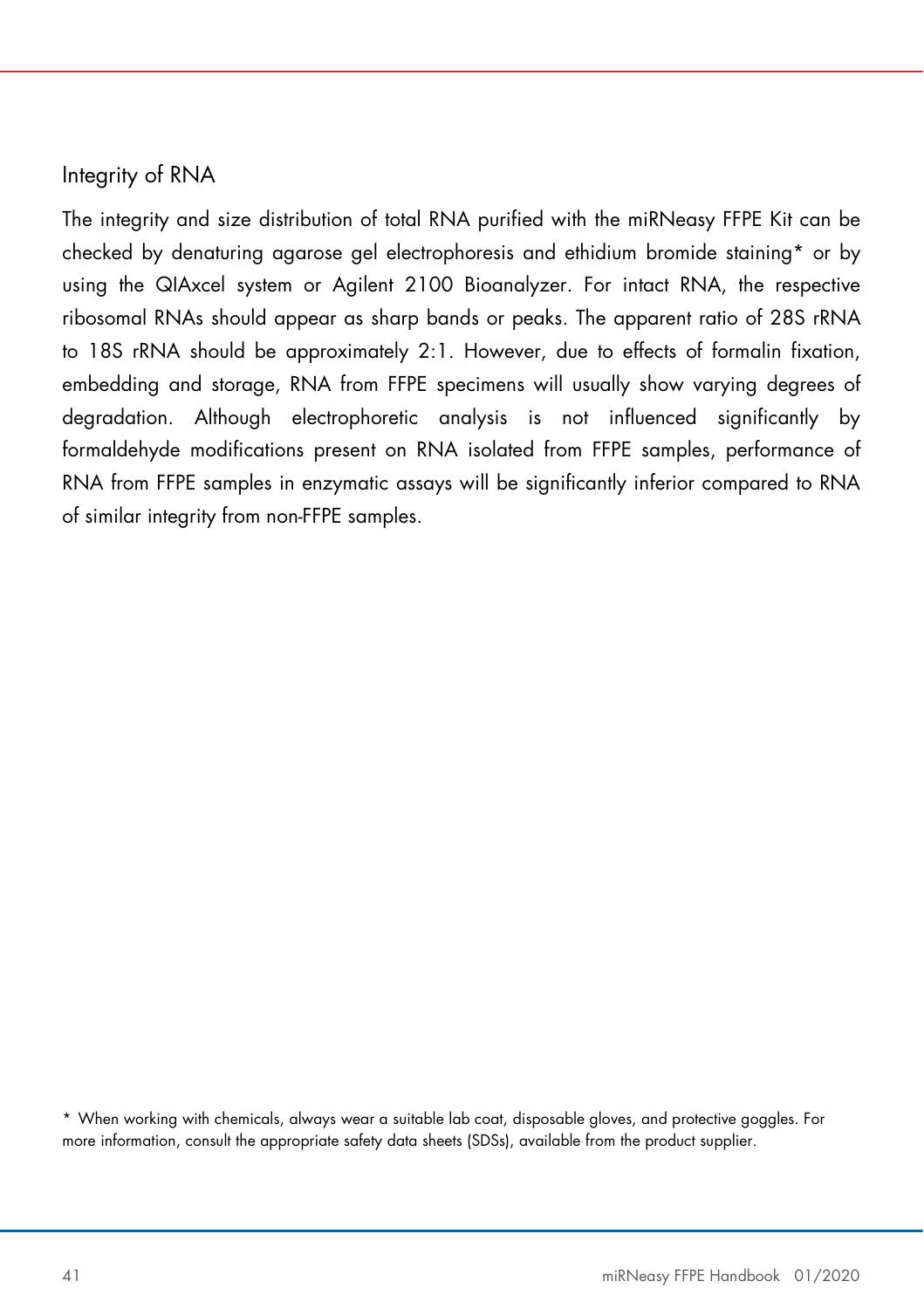## Integrity of RNA

The integrity and size distribution of total RNA purified with the miRNeasy FFPE Kit can be checked by denaturing agarose gel electrophoresis and ethidium bromide staining* or by using the QIAxcel system or Agilent 2100 Bioanalyzer. For intact RNA, the respective ribosomal RNAs should appear as sharp bands or peaks. The apparent ratio of 28S rRNA to 18S rRNA should be approximately 2:1. However, due to effects of formalin fixation, embedding and storage, RNA from FFPE specimens will usually show varying degrees of degradation. Although electrophoretic analysis is not influenced significantly by formaldehyde modifications present on RNA isolated from FFPE samples, performance of RNA from FFPE samples in enzymatic assays will be significantly inferior compared to RNA of similar integrity from non-FFPE samples.

* When working with chemicals, always wear a suitable lab coat, disposable gloves, and protective goggles. For more information, consult the appropriate safety data sheets (SDSs), available from the product supplier.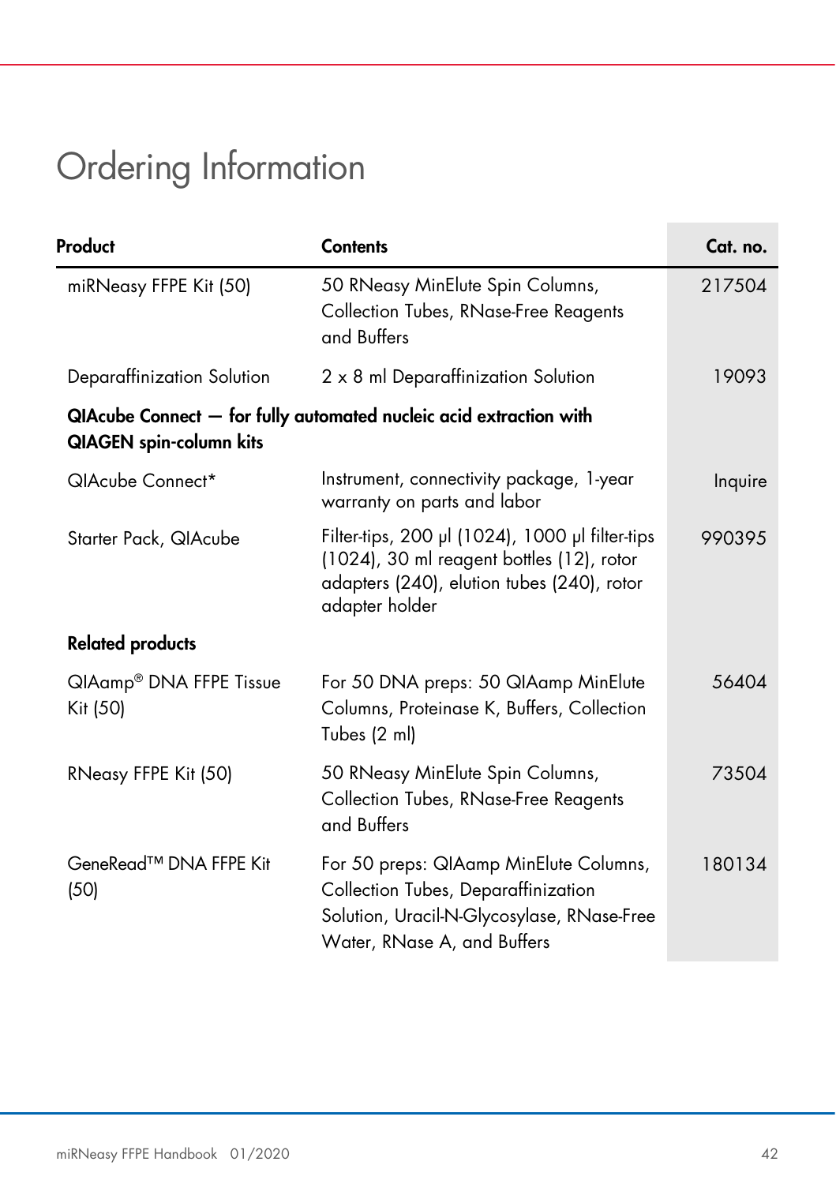# Ordering Information

| Product | Contents | Cat. no. |
|---|---|---|
| miRNeasy FFPE Kit (50) | 50 RNeasy MinElute Spin Columns, Collection Tubes, RNase-Free Reagents and Buffers | 217504 |
| Deparaffinization Solution | 2 x 8 ml Deparaffinization Solution | 19093 |
| **QIAcube Connect — for fully automated nucleic acid extraction with QIAGEN spin-column kits** | | |
| QIAcube Connect* | Instrument, connectivity package, 1-year warranty on parts and labor | Inquire |
| Starter Pack, QIAcube | Filter-tips, 200 µl (1024), 1000 µl filter-tips (1024), 30 ml reagent bottles (12), rotor adapters (240), elution tubes (240), rotor adapter holder | 990395 |
| **Related products** | | |
| QIAamp® DNA FFPE Tissue Kit (50) | For 50 DNA preps: 50 QIAamp MinElute Columns, Proteinase K, Buffers, Collection Tubes (2 ml) | 56404 |
| RNeasy FFPE Kit (50) | 50 RNeasy MinElute Spin Columns, Collection Tubes, RNase-Free Reagents and Buffers | 73504 |
| GeneRead™ DNA FFPE Kit (50) | For 50 preps: QIAamp MinElute Columns, Collection Tubes, Deparaffinization Solution, Uracil-N-Glycosylase, RNase-Free Water, RNase A, and Buffers | 180134 |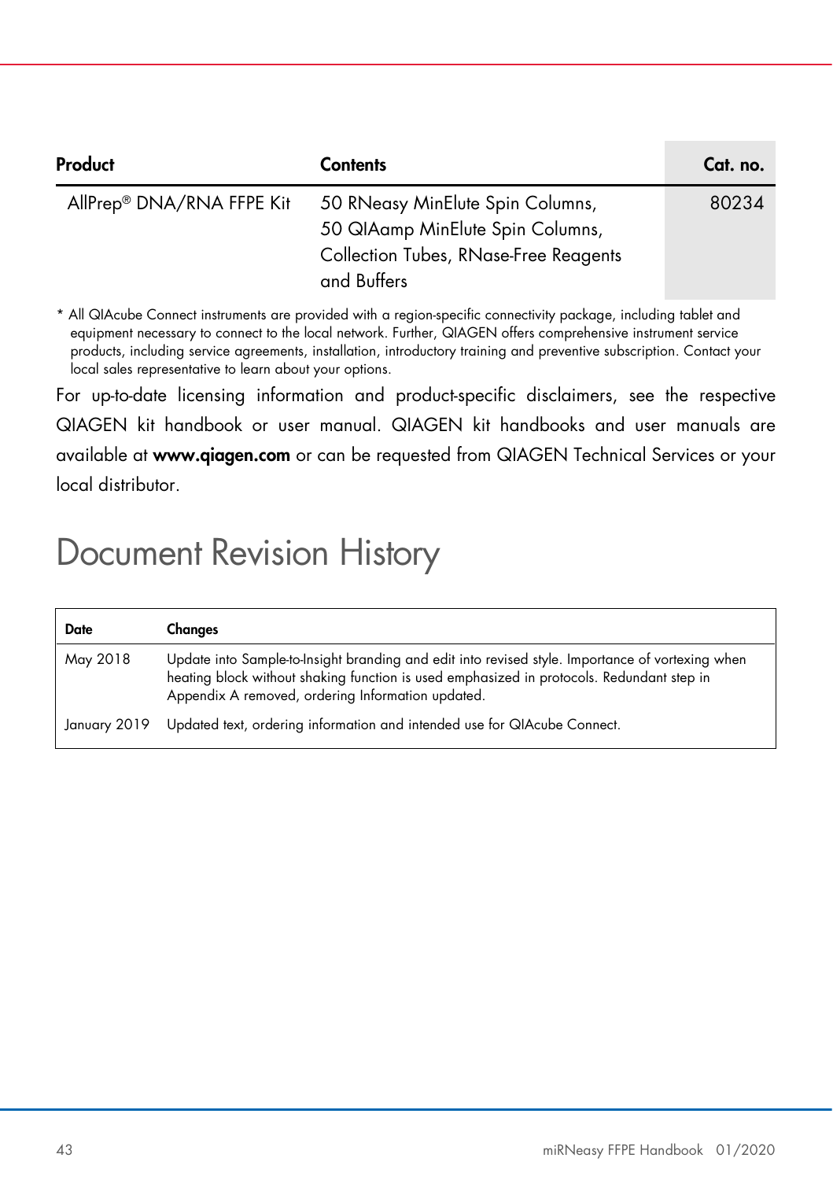| Product | Contents | Cat. no. |
|---|---|---|
| AllPrep® DNA/RNA FFPE Kit | 50 RNeasy MinElute Spin Columns, 50 QIAamp MinElute Spin Columns, Collection Tubes, RNase-Free Reagents and Buffers | 80234 |

* All QIAcube Connect instruments are provided with a region-specific connectivity package, including tablet and equipment necessary to connect to the local network. Further, QIAGEN offers comprehensive instrument service products, including service agreements, installation, introductory training and preventive subscription. Contact your local sales representative to learn about your options.

For up-to-date licensing information and product-specific disclaimers, see the respective QIAGEN kit handbook or user manual. QIAGEN kit handbooks and user manuals are available at **www.qiagen.com** or can be requested from QIAGEN Technical Services or your local distributor.

# Document Revision History

| Date | Changes |
|---|---|
| May 2018 | Update into Sample-to-Insight branding and edit into revised style. Importance of vortexing when heating block without shaking function is used emphasized in protocols. Redundant step in Appendix A removed, ordering Information updated. |
| January 2019 | Updated text, ordering information and intended use for QIAcube Connect. |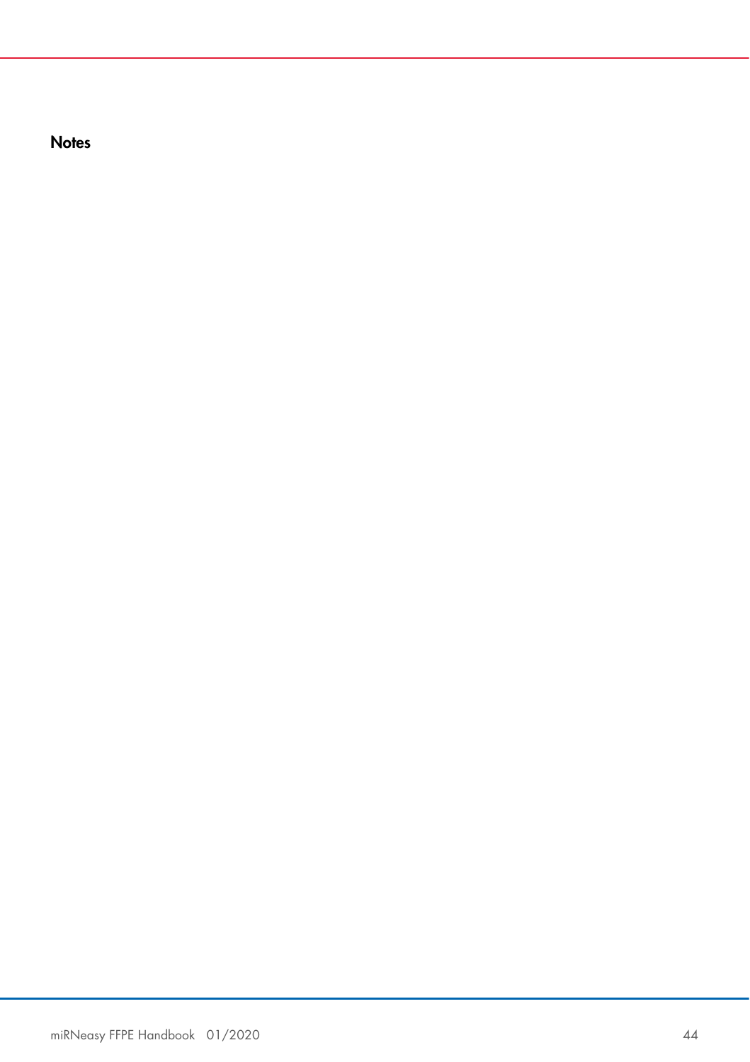### Notes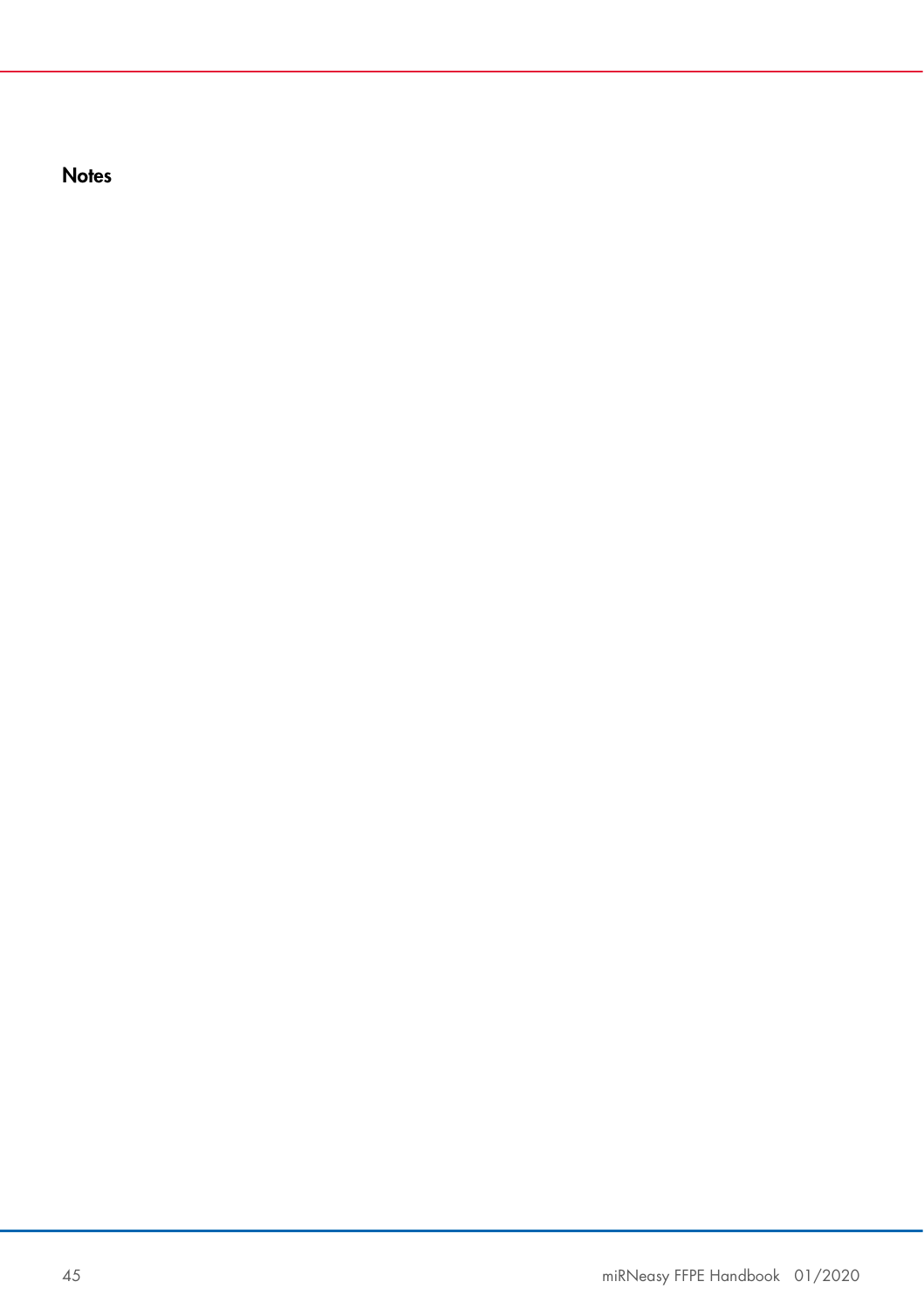## Notes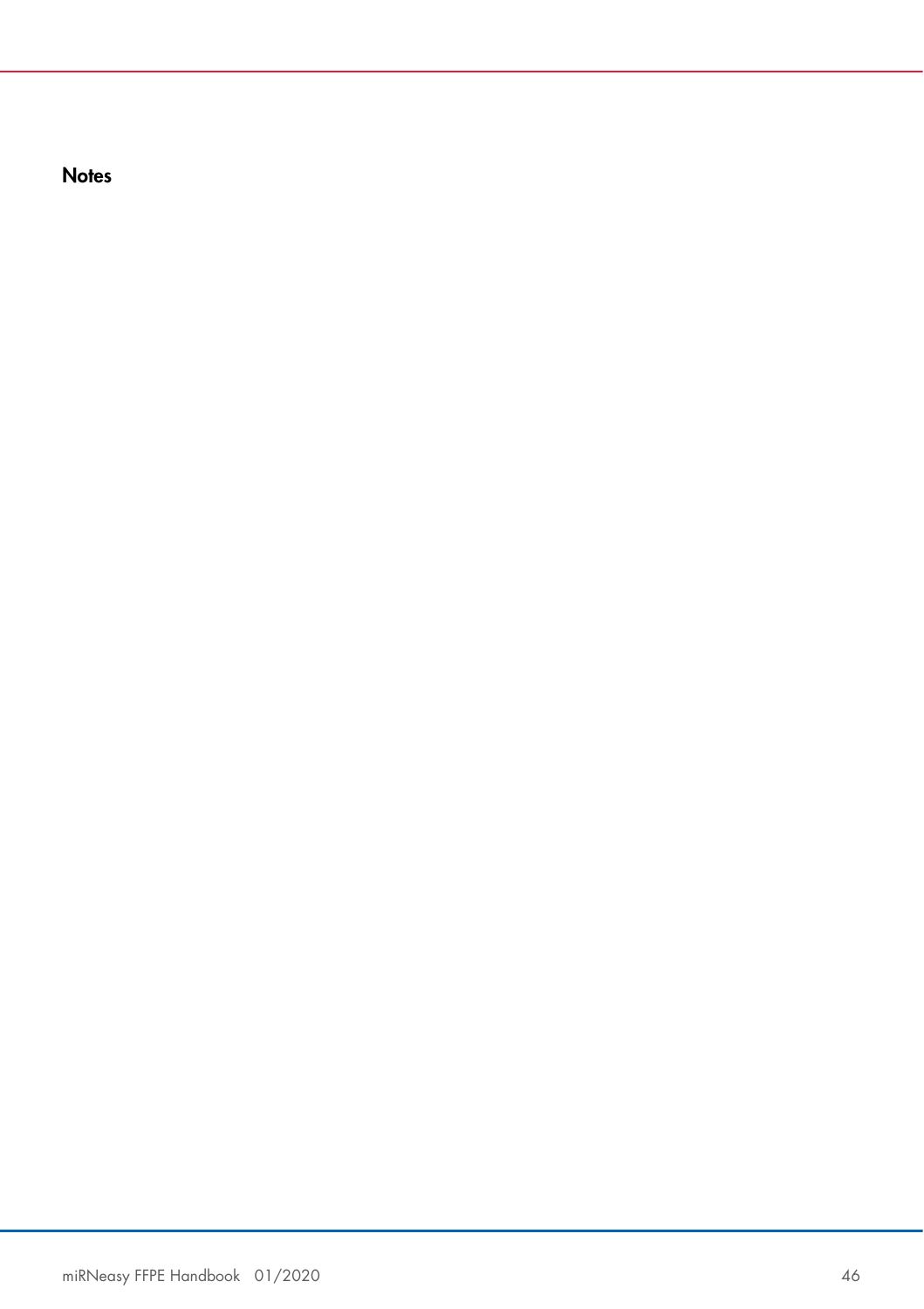# Notes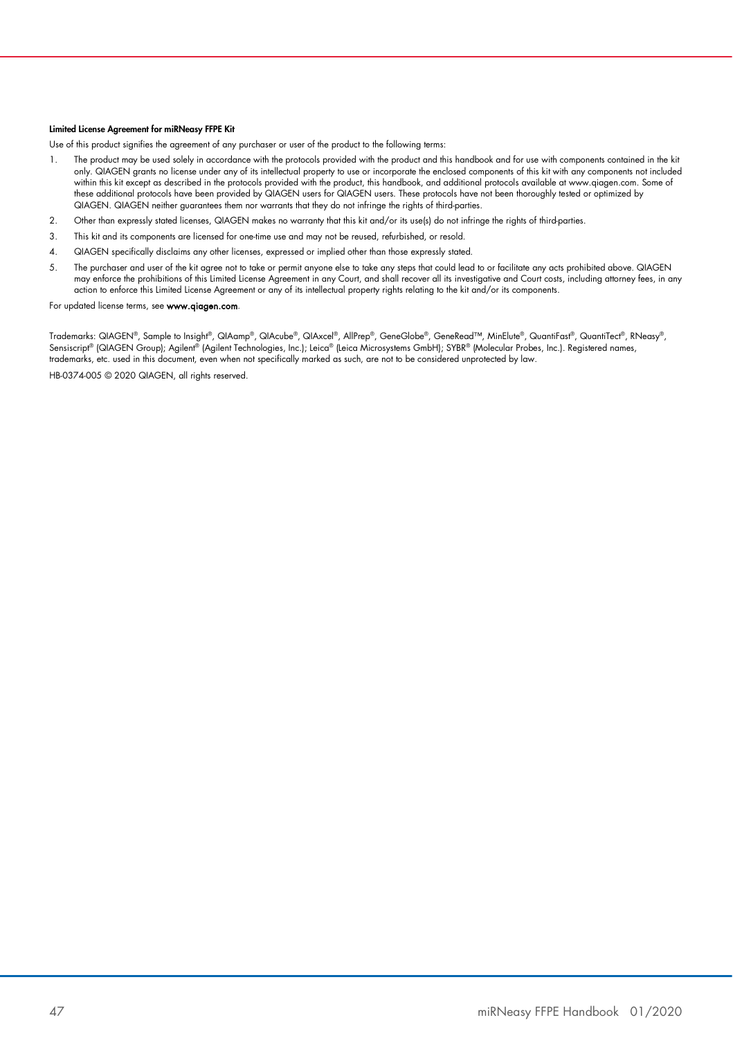**Limited License Agreement for miRNeasy FFPE Kit**

Use of this product signifies the agreement of any purchaser or user of the product to the following terms:

1. The product may be used solely in accordance with the protocols provided with the product and this handbook and for use with components contained in the kit only. QIAGEN grants no license under any of its intellectual property to use or incorporate the enclosed components of this kit with any components not included within this kit except as described in the protocols provided with the product, this handbook, and additional protocols available at www.qiagen.com. Some of these additional protocols have been provided by QIAGEN users for QIAGEN users. These protocols have not been thoroughly tested or optimized by QIAGEN. QIAGEN neither guarantees them nor warrants that they do not infringe the rights of third-parties.
2. Other than expressly stated licenses, QIAGEN makes no warranty that this kit and/or its use(s) do not infringe the rights of third-parties.
3. This kit and its components are licensed for one-time use and may not be reused, refurbished, or resold.
4. QIAGEN specifically disclaims any other licenses, expressed or implied other than those expressly stated.
5. The purchaser and user of the kit agree not to take or permit anyone else to take any steps that could lead to or facilitate any acts prohibited above. QIAGEN may enforce the prohibitions of this Limited License Agreement in any Court, and shall recover all its investigative and Court costs, including attorney fees, in any action to enforce this Limited License Agreement or any of its intellectual property rights relating to the kit and/or its components.

For updated license terms, see **www.qiagen.com**.

Trademarks: QIAGEN®, Sample to Insight®, QIAamp®, QIAcube®, QIAxcel®, AllPrep®, GeneGlobe®, GeneRead™, MinElute®, QuantiFast®, QuantiTect®, RNeasy®, Sensiscript® (QIAGEN Group); Agilent® (Agilent Technologies, Inc.); Leica® (Leica Microsystems GmbH); SYBR® (Molecular Probes, Inc.). Registered names, trademarks, etc. used in this document, even when not specifically marked as such, are not to be considered unprotected by law.

HB-0374-005 © 2020 QIAGEN, all rights reserved.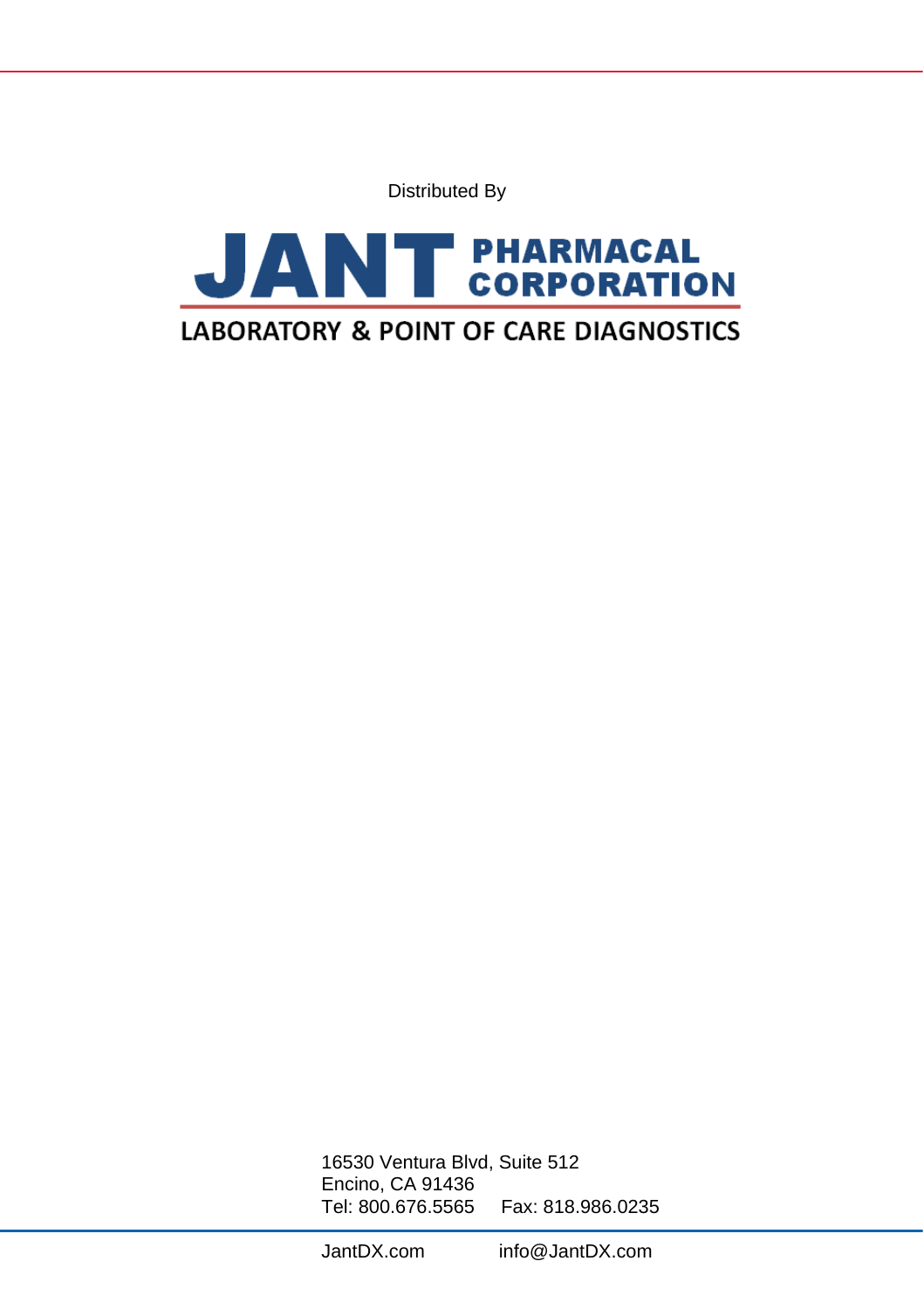Distributed By

**JANT PHARMACAL CORPORATION**

LABORATORY & POINT OF CARE DIAGNOSTICS

16530 Ventura Blvd, Suite 512
Encino, CA 91436
Tel: 800.676.5565     Fax: 818.986.0235

JantDX.com     info@JantDX.com